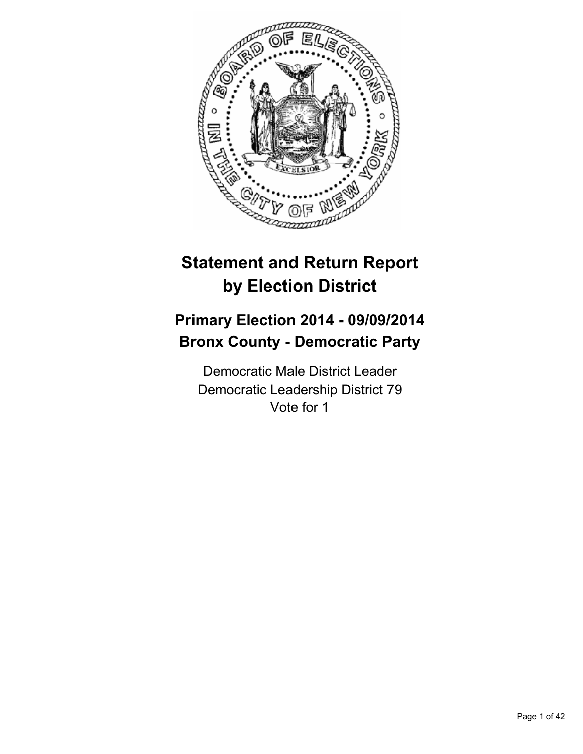# Statement and Return Report by Election District

## Primary Election 2014 - 09/09/2014
## Bronx County - Democratic Party

Democratic Male District Leader
Democratic Leadership District 79
Vote for 1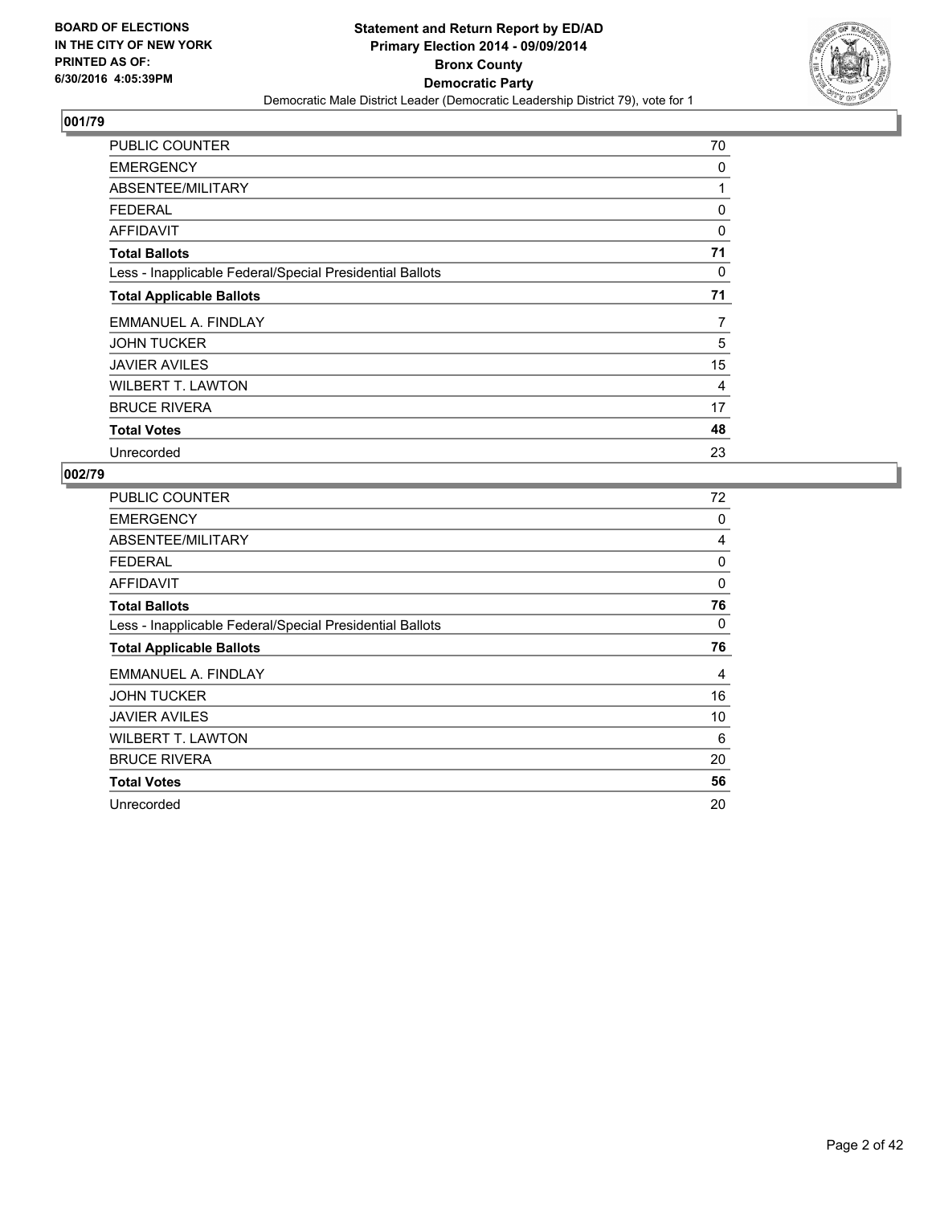**BOARD OF ELECTIONS IN THE CITY OF NEW YORK PRINTED AS OF: 6/30/2016 4:05:39PM**

**Statement and Return Report by ED/AD**
**Primary Election 2014 - 09/09/2014**
**Bronx County**
**Democratic Party**
Democratic Male District Leader (Democratic Leadership District 79), vote for 1

## 001/79

| | |
|---|---|
| PUBLIC COUNTER | 70 |
| EMERGENCY | 0 |
| ABSENTEE/MILITARY | 1 |
| FEDERAL | 0 |
| AFFIDAVIT | 0 |
| **Total Ballots** | **71** |
| Less - Inapplicable Federal/Special Presidential Ballots | 0 |
| **Total Applicable Ballots** | **71** |
| EMMANUEL A. FINDLAY | 7 |
| JOHN TUCKER | 5 |
| JAVIER AVILES | 15 |
| WILBERT T. LAWTON | 4 |
| BRUCE RIVERA | 17 |
| **Total Votes** | **48** |
| Unrecorded | 23 |

## 002/79

| | |
|---|---|
| PUBLIC COUNTER | 72 |
| EMERGENCY | 0 |
| ABSENTEE/MILITARY | 4 |
| FEDERAL | 0 |
| AFFIDAVIT | 0 |
| **Total Ballots** | **76** |
| Less - Inapplicable Federal/Special Presidential Ballots | 0 |
| **Total Applicable Ballots** | **76** |
| EMMANUEL A. FINDLAY | 4 |
| JOHN TUCKER | 16 |
| JAVIER AVILES | 10 |
| WILBERT T. LAWTON | 6 |
| BRUCE RIVERA | 20 |
| **Total Votes** | **56** |
| Unrecorded | 20 |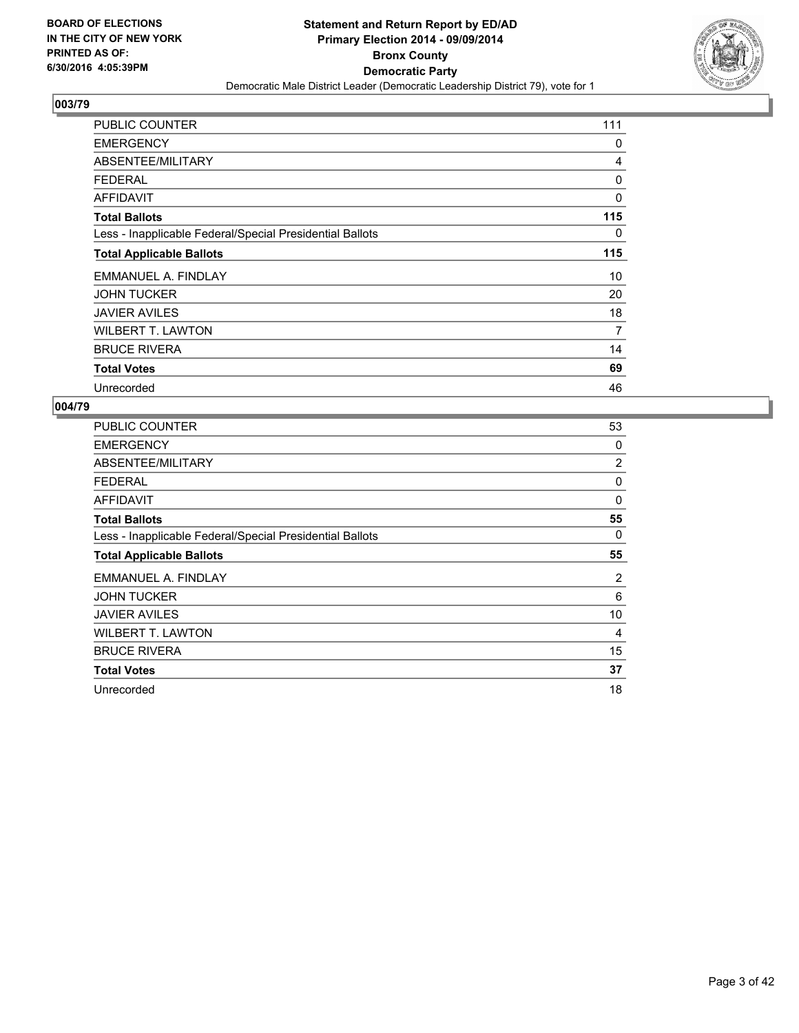**BOARD OF ELECTIONS IN THE CITY OF NEW YORK PRINTED AS OF: 6/30/2016 4:05:39PM**

**Statement and Return Report by ED/AD Primary Election 2014 - 09/09/2014 Bronx County Democratic Party**

Democratic Male District Leader (Democratic Leadership District 79), vote for 1

## 003/79

| | |
|---|---|
| PUBLIC COUNTER | 111 |
| EMERGENCY | 0 |
| ABSENTEE/MILITARY | 4 |
| FEDERAL | 0 |
| AFFIDAVIT | 0 |
| **Total Ballots** | **115** |
| Less - Inapplicable Federal/Special Presidential Ballots | 0 |
| **Total Applicable Ballots** | **115** |
| EMMANUEL A. FINDLAY | 10 |
| JOHN TUCKER | 20 |
| JAVIER AVILES | 18 |
| WILBERT T. LAWTON | 7 |
| BRUCE RIVERA | 14 |
| **Total Votes** | **69** |
| Unrecorded | 46 |

## 004/79

| | |
|---|---|
| PUBLIC COUNTER | 53 |
| EMERGENCY | 0 |
| ABSENTEE/MILITARY | 2 |
| FEDERAL | 0 |
| AFFIDAVIT | 0 |
| **Total Ballots** | **55** |
| Less - Inapplicable Federal/Special Presidential Ballots | 0 |
| **Total Applicable Ballots** | **55** |
| EMMANUEL A. FINDLAY | 2 |
| JOHN TUCKER | 6 |
| JAVIER AVILES | 10 |
| WILBERT T. LAWTON | 4 |
| BRUCE RIVERA | 15 |
| **Total Votes** | **37** |
| Unrecorded | 18 |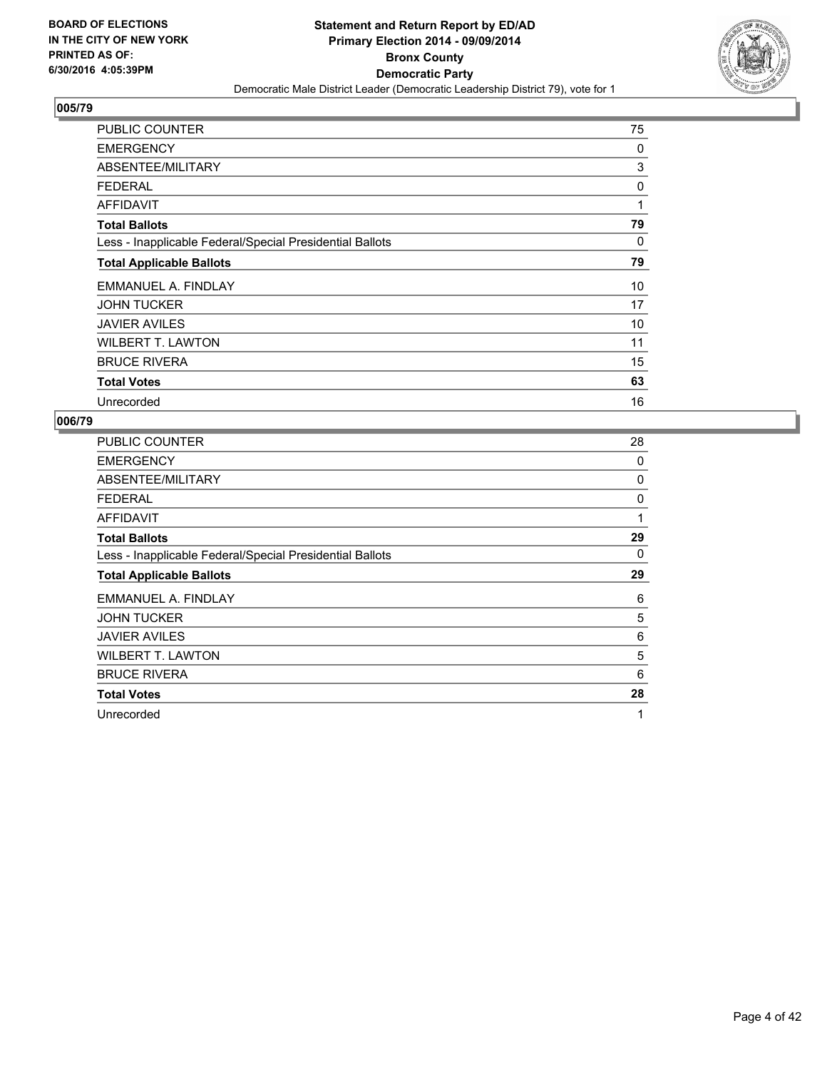**Statement and Return Report by ED/AD**
**Primary Election 2014 - 09/09/2014**
**Bronx County**
**Democratic Party**
Democratic Male District Leader (Democratic Leadership District 79), vote for 1

BOARD OF ELECTIONS IN THE CITY OF NEW YORK PRINTED AS OF: 6/30/2016 4:05:39PM

## 005/79

| | |
|---|---|
| PUBLIC COUNTER | 75 |
| EMERGENCY | 0 |
| ABSENTEE/MILITARY | 3 |
| FEDERAL | 0 |
| AFFIDAVIT | 1 |
| **Total Ballots** | **79** |
| Less - Inapplicable Federal/Special Presidential Ballots | 0 |
| **Total Applicable Ballots** | **79** |
| EMMANUEL A. FINDLAY | 10 |
| JOHN TUCKER | 17 |
| JAVIER AVILES | 10 |
| WILBERT T. LAWTON | 11 |
| BRUCE RIVERA | 15 |
| **Total Votes** | **63** |
| Unrecorded | 16 |

## 006/79

| | |
|---|---|
| PUBLIC COUNTER | 28 |
| EMERGENCY | 0 |
| ABSENTEE/MILITARY | 0 |
| FEDERAL | 0 |
| AFFIDAVIT | 1 |
| **Total Ballots** | **29** |
| Less - Inapplicable Federal/Special Presidential Ballots | 0 |
| **Total Applicable Ballots** | **29** |
| EMMANUEL A. FINDLAY | 6 |
| JOHN TUCKER | 5 |
| JAVIER AVILES | 6 |
| WILBERT T. LAWTON | 5 |
| BRUCE RIVERA | 6 |
| **Total Votes** | **28** |
| Unrecorded | 1 |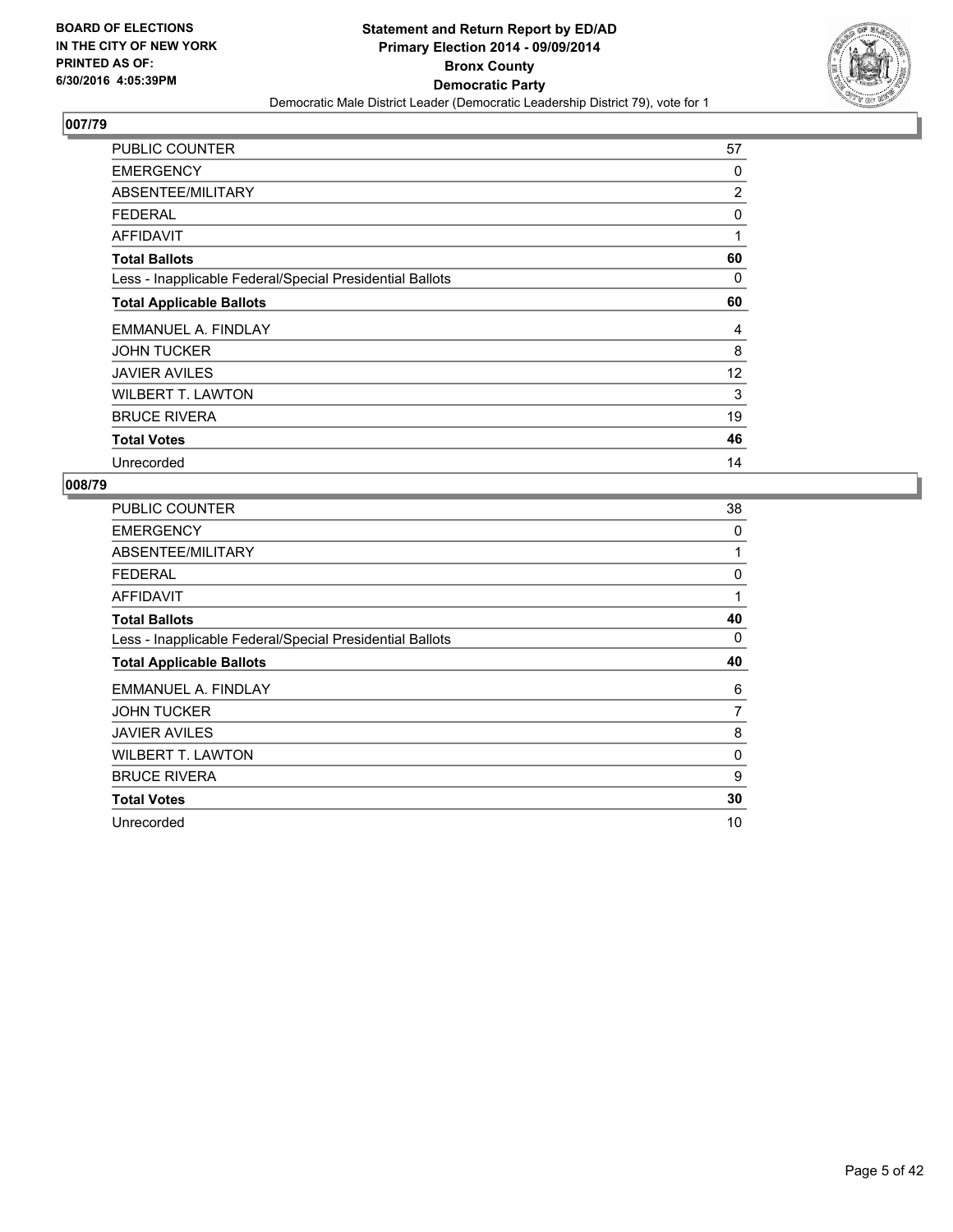**BOARD OF ELECTIONS IN THE CITY OF NEW YORK PRINTED AS OF: 6/30/2016 4:05:39PM**

**Statement and Return Report by ED/AD**
**Primary Election 2014 - 09/09/2014**
**Bronx County**
**Democratic Party**
Democratic Male District Leader (Democratic Leadership District 79), vote for 1

## 007/79

| | |
|---|---|
| PUBLIC COUNTER | 57 |
| EMERGENCY | 0 |
| ABSENTEE/MILITARY | 2 |
| FEDERAL | 0 |
| AFFIDAVIT | 1 |
| **Total Ballots** | **60** |
| Less - Inapplicable Federal/Special Presidential Ballots | 0 |
| **Total Applicable Ballots** | **60** |
| EMMANUEL A. FINDLAY | 4 |
| JOHN TUCKER | 8 |
| JAVIER AVILES | 12 |
| WILBERT T. LAWTON | 3 |
| BRUCE RIVERA | 19 |
| **Total Votes** | **46** |
| Unrecorded | 14 |

## 008/79

| | |
|---|---|
| PUBLIC COUNTER | 38 |
| EMERGENCY | 0 |
| ABSENTEE/MILITARY | 1 |
| FEDERAL | 0 |
| AFFIDAVIT | 1 |
| **Total Ballots** | **40** |
| Less - Inapplicable Federal/Special Presidential Ballots | 0 |
| **Total Applicable Ballots** | **40** |
| EMMANUEL A. FINDLAY | 6 |
| JOHN TUCKER | 7 |
| JAVIER AVILES | 8 |
| WILBERT T. LAWTON | 0 |
| BRUCE RIVERA | 9 |
| **Total Votes** | **30** |
| Unrecorded | 10 |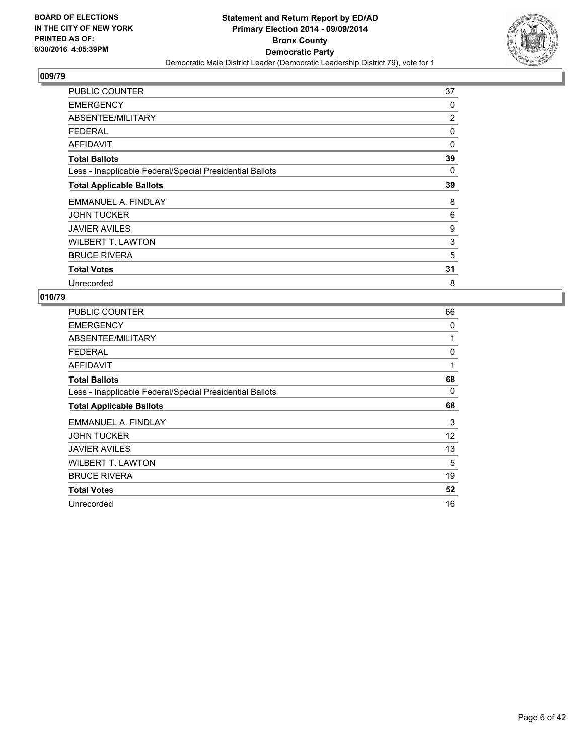**BOARD OF ELECTIONS IN THE CITY OF NEW YORK PRINTED AS OF: 6/30/2016 4:05:39PM**

# Statement and Return Report by ED/AD
## Primary Election 2014 - 09/09/2014
## Bronx County
## Democratic Party
Democratic Male District Leader (Democratic Leadership District 79), vote for 1

### 009/79

| | |
|---|---|
| PUBLIC COUNTER | 37 |
| EMERGENCY | 0 |
| ABSENTEE/MILITARY | 2 |
| FEDERAL | 0 |
| AFFIDAVIT | 0 |
| **Total Ballots** | **39** |
| Less - Inapplicable Federal/Special Presidential Ballots | 0 |
| **Total Applicable Ballots** | **39** |
| EMMANUEL A. FINDLAY | 8 |
| JOHN TUCKER | 6 |
| JAVIER AVILES | 9 |
| WILBERT T. LAWTON | 3 |
| BRUCE RIVERA | 5 |
| **Total Votes** | **31** |
| Unrecorded | 8 |

### 010/79

| | |
|---|---|
| PUBLIC COUNTER | 66 |
| EMERGENCY | 0 |
| ABSENTEE/MILITARY | 1 |
| FEDERAL | 0 |
| AFFIDAVIT | 1 |
| **Total Ballots** | **68** |
| Less - Inapplicable Federal/Special Presidential Ballots | 0 |
| **Total Applicable Ballots** | **68** |
| EMMANUEL A. FINDLAY | 3 |
| JOHN TUCKER | 12 |
| JAVIER AVILES | 13 |
| WILBERT T. LAWTON | 5 |
| BRUCE RIVERA | 19 |
| **Total Votes** | **52** |
| Unrecorded | 16 |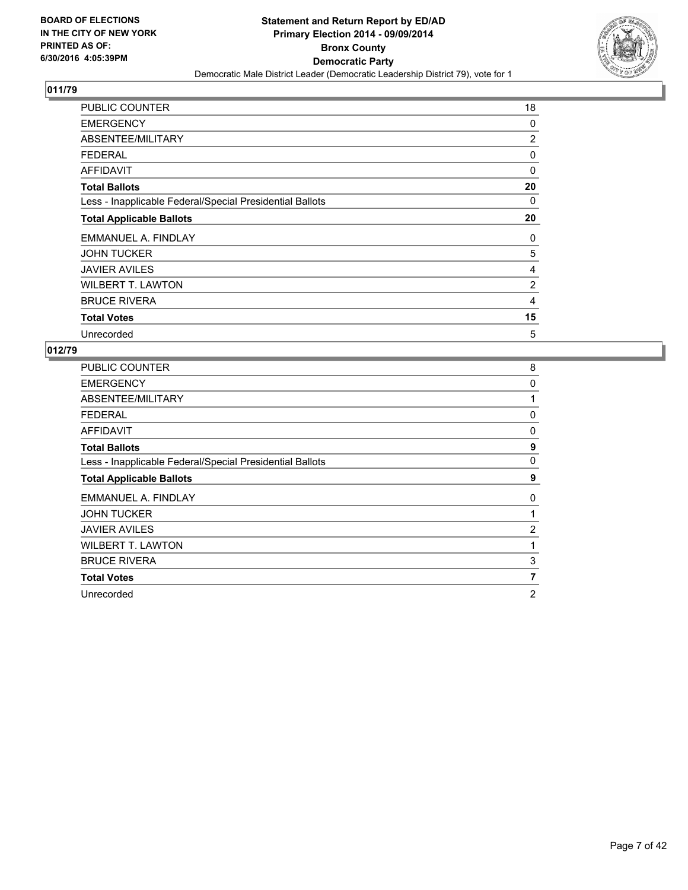**BOARD OF ELECTIONS IN THE CITY OF NEW YORK PRINTED AS OF: 6/30/2016 4:05:39PM**

**Statement and Return Report by ED/AD Primary Election 2014 - 09/09/2014 Bronx County Democratic Party**

Democratic Male District Leader (Democratic Leadership District 79), vote for 1

## 011/79

| | |
|---|---|
| PUBLIC COUNTER | 18 |
| EMERGENCY | 0 |
| ABSENTEE/MILITARY | 2 |
| FEDERAL | 0 |
| AFFIDAVIT | 0 |
| **Total Ballots** | **20** |
| Less - Inapplicable Federal/Special Presidential Ballots | 0 |
| **Total Applicable Ballots** | **20** |
| EMMANUEL A. FINDLAY | 0 |
| JOHN TUCKER | 5 |
| JAVIER AVILES | 4 |
| WILBERT T. LAWTON | 2 |
| BRUCE RIVERA | 4 |
| **Total Votes** | **15** |
| Unrecorded | 5 |

## 012/79

| | |
|---|---|
| PUBLIC COUNTER | 8 |
| EMERGENCY | 0 |
| ABSENTEE/MILITARY | 1 |
| FEDERAL | 0 |
| AFFIDAVIT | 0 |
| **Total Ballots** | **9** |
| Less - Inapplicable Federal/Special Presidential Ballots | 0 |
| **Total Applicable Ballots** | **9** |
| EMMANUEL A. FINDLAY | 0 |
| JOHN TUCKER | 1 |
| JAVIER AVILES | 2 |
| WILBERT T. LAWTON | 1 |
| BRUCE RIVERA | 3 |
| **Total Votes** | **7** |
| Unrecorded | 2 |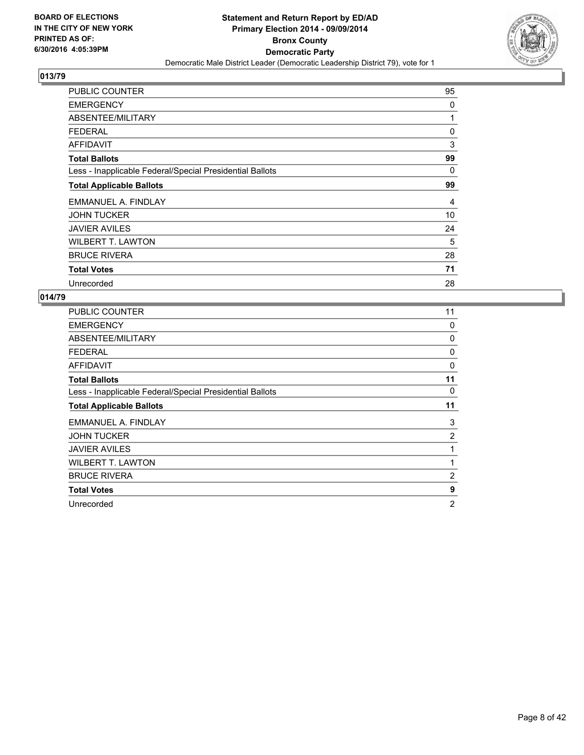**Statement and Return Report by ED/AD**
**Primary Election 2014 - 09/09/2014**
**Bronx County**
**Democratic Party**
Democratic Male District Leader (Democratic Leadership District 79), vote for 1

BOARD OF ELECTIONS
IN THE CITY OF NEW YORK
PRINTED AS OF:
6/30/2016 4:05:39PM

## 013/79

| | |
|---|---|
| PUBLIC COUNTER | 95 |
| EMERGENCY | 0 |
| ABSENTEE/MILITARY | 1 |
| FEDERAL | 0 |
| AFFIDAVIT | 3 |
| **Total Ballots** | **99** |
| Less - Inapplicable Federal/Special Presidential Ballots | 0 |
| **Total Applicable Ballots** | **99** |
| EMMANUEL A. FINDLAY | 4 |
| JOHN TUCKER | 10 |
| JAVIER AVILES | 24 |
| WILBERT T. LAWTON | 5 |
| BRUCE RIVERA | 28 |
| **Total Votes** | **71** |
| Unrecorded | 28 |

## 014/79

| | |
|---|---|
| PUBLIC COUNTER | 11 |
| EMERGENCY | 0 |
| ABSENTEE/MILITARY | 0 |
| FEDERAL | 0 |
| AFFIDAVIT | 0 |
| **Total Ballots** | **11** |
| Less - Inapplicable Federal/Special Presidential Ballots | 0 |
| **Total Applicable Ballots** | **11** |
| EMMANUEL A. FINDLAY | 3 |
| JOHN TUCKER | 2 |
| JAVIER AVILES | 1 |
| WILBERT T. LAWTON | 1 |
| BRUCE RIVERA | 2 |
| **Total Votes** | **9** |
| Unrecorded | 2 |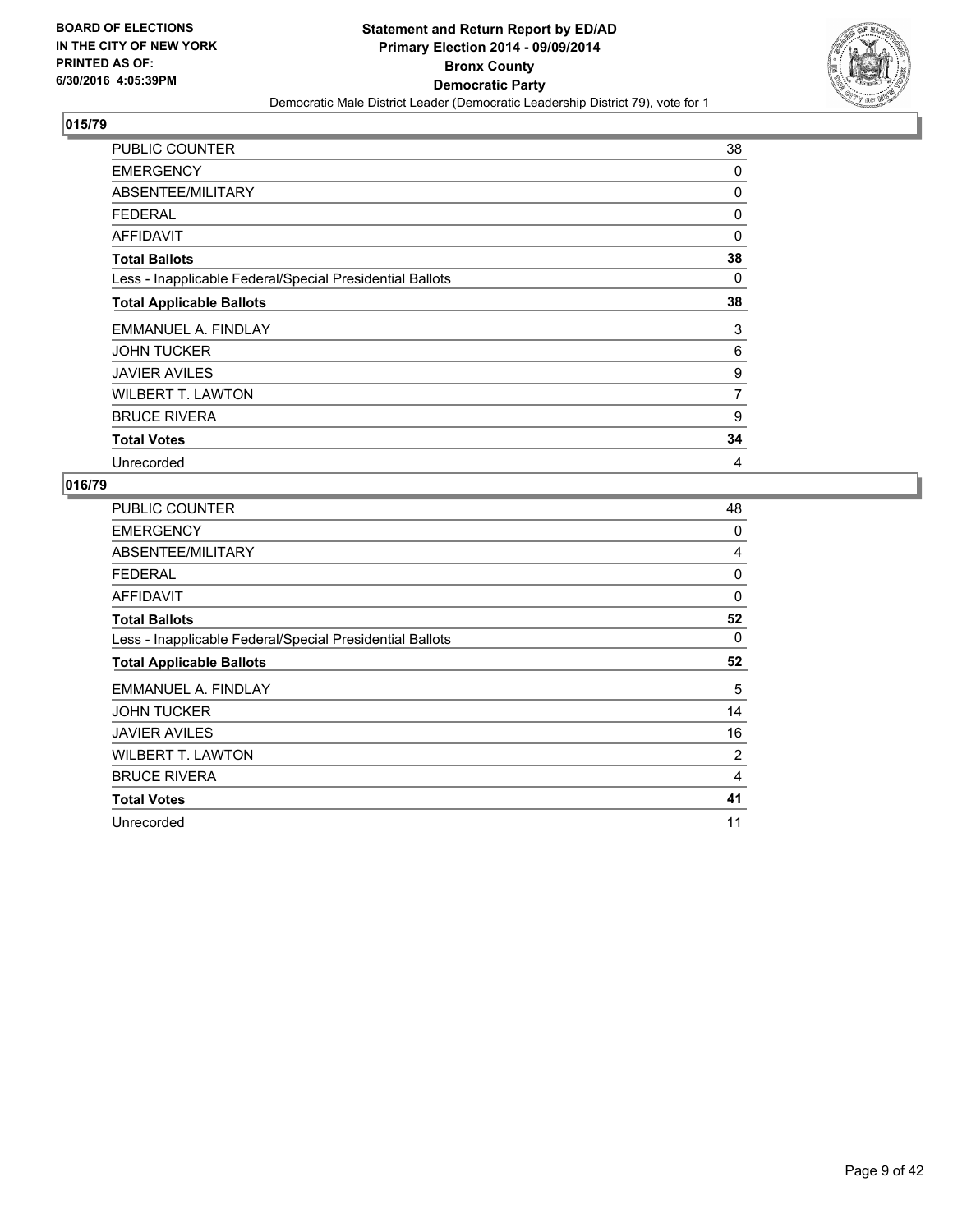**BOARD OF ELECTIONS IN THE CITY OF NEW YORK PRINTED AS OF: 6/30/2016 4:05:39PM**

**Statement and Return Report by ED/AD**
**Primary Election 2014 - 09/09/2014**
**Bronx County**
**Democratic Party**
Democratic Male District Leader (Democratic Leadership District 79), vote for 1

## 015/79

| | |
|---|---|
| PUBLIC COUNTER | 38 |
| EMERGENCY | 0 |
| ABSENTEE/MILITARY | 0 |
| FEDERAL | 0 |
| AFFIDAVIT | 0 |
| **Total Ballots** | **38** |
| Less - Inapplicable Federal/Special Presidential Ballots | 0 |
| **Total Applicable Ballots** | **38** |
| EMMANUEL A. FINDLAY | 3 |
| JOHN TUCKER | 6 |
| JAVIER AVILES | 9 |
| WILBERT T. LAWTON | 7 |
| BRUCE RIVERA | 9 |
| **Total Votes** | **34** |
| Unrecorded | 4 |

## 016/79

| | |
|---|---|
| PUBLIC COUNTER | 48 |
| EMERGENCY | 0 |
| ABSENTEE/MILITARY | 4 |
| FEDERAL | 0 |
| AFFIDAVIT | 0 |
| **Total Ballots** | **52** |
| Less - Inapplicable Federal/Special Presidential Ballots | 0 |
| **Total Applicable Ballots** | **52** |
| EMMANUEL A. FINDLAY | 5 |
| JOHN TUCKER | 14 |
| JAVIER AVILES | 16 |
| WILBERT T. LAWTON | 2 |
| BRUCE RIVERA | 4 |
| **Total Votes** | **41** |
| Unrecorded | 11 |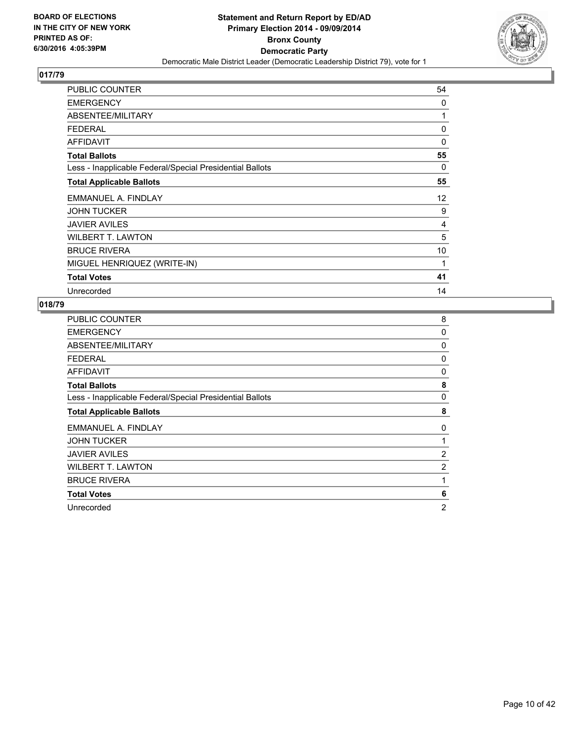BOARD OF ELECTIONS
IN THE CITY OF NEW YORK
PRINTED AS OF:
6/30/2016 4:05:39PM

**Statement and Return Report by ED/AD**
**Primary Election 2014 - 09/09/2014**
**Bronx County**
**Democratic Party**
Democratic Male District Leader (Democratic Leadership District 79), vote for 1

## 017/79

| | |
|---|---|
| PUBLIC COUNTER | 54 |
| EMERGENCY | 0 |
| ABSENTEE/MILITARY | 1 |
| FEDERAL | 0 |
| AFFIDAVIT | 0 |
| **Total Ballots** | **55** |
| Less - Inapplicable Federal/Special Presidential Ballots | 0 |
| **Total Applicable Ballots** | **55** |
| EMMANUEL A. FINDLAY | 12 |
| JOHN TUCKER | 9 |
| JAVIER AVILES | 4 |
| WILBERT T. LAWTON | 5 |
| BRUCE RIVERA | 10 |
| MIGUEL HENRIQUEZ (WRITE-IN) | 1 |
| **Total Votes** | **41** |
| Unrecorded | 14 |

## 018/79

| | |
|---|---|
| PUBLIC COUNTER | 8 |
| EMERGENCY | 0 |
| ABSENTEE/MILITARY | 0 |
| FEDERAL | 0 |
| AFFIDAVIT | 0 |
| **Total Ballots** | **8** |
| Less - Inapplicable Federal/Special Presidential Ballots | 0 |
| **Total Applicable Ballots** | **8** |
| EMMANUEL A. FINDLAY | 0 |
| JOHN TUCKER | 1 |
| JAVIER AVILES | 2 |
| WILBERT T. LAWTON | 2 |
| BRUCE RIVERA | 1 |
| **Total Votes** | **6** |
| Unrecorded | 2 |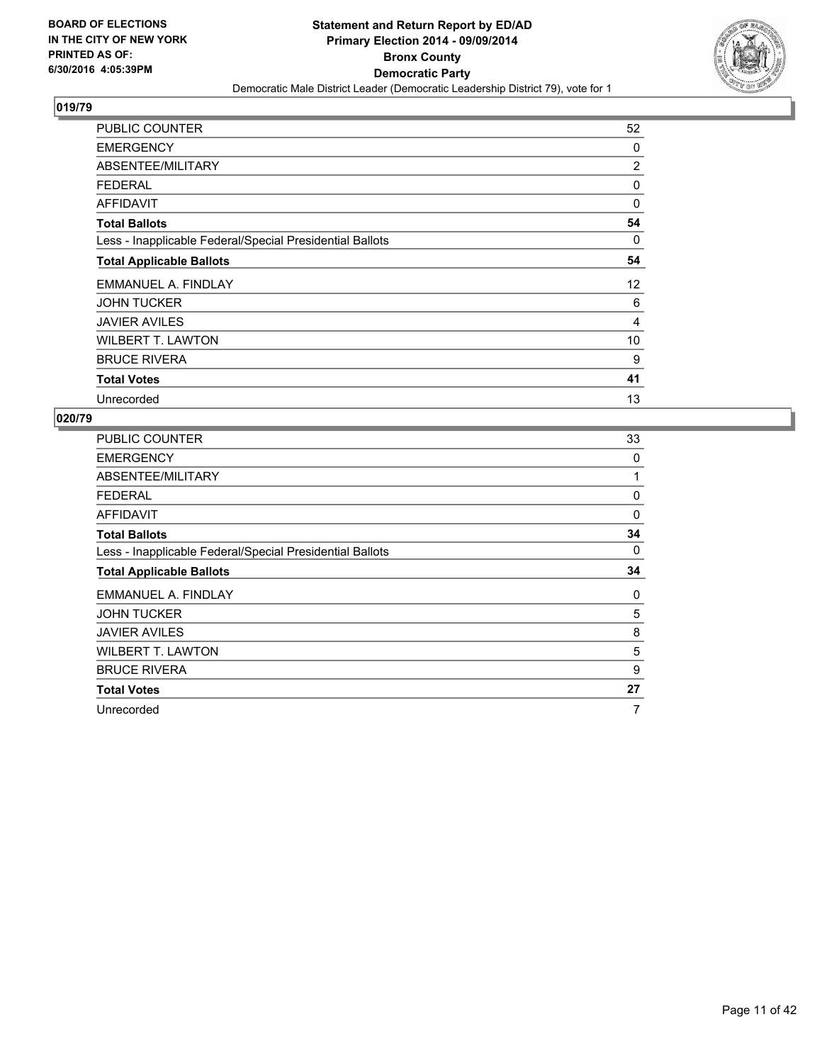**BOARD OF ELECTIONS IN THE CITY OF NEW YORK PRINTED AS OF: 6/30/2016 4:05:39PM**

**Statement and Return Report by ED/AD Primary Election 2014 - 09/09/2014 Bronx County Democratic Party**

Democratic Male District Leader (Democratic Leadership District 79), vote for 1

## 019/79

| | |
|---|---|
| PUBLIC COUNTER | 52 |
| EMERGENCY | 0 |
| ABSENTEE/MILITARY | 2 |
| FEDERAL | 0 |
| AFFIDAVIT | 0 |
| **Total Ballots** | **54** |
| Less - Inapplicable Federal/Special Presidential Ballots | 0 |
| **Total Applicable Ballots** | **54** |
| EMMANUEL A. FINDLAY | 12 |
| JOHN TUCKER | 6 |
| JAVIER AVILES | 4 |
| WILBERT T. LAWTON | 10 |
| BRUCE RIVERA | 9 |
| **Total Votes** | **41** |
| Unrecorded | 13 |

## 020/79

| | |
|---|---|
| PUBLIC COUNTER | 33 |
| EMERGENCY | 0 |
| ABSENTEE/MILITARY | 1 |
| FEDERAL | 0 |
| AFFIDAVIT | 0 |
| **Total Ballots** | **34** |
| Less - Inapplicable Federal/Special Presidential Ballots | 0 |
| **Total Applicable Ballots** | **34** |
| EMMANUEL A. FINDLAY | 0 |
| JOHN TUCKER | 5 |
| JAVIER AVILES | 8 |
| WILBERT T. LAWTON | 5 |
| BRUCE RIVERA | 9 |
| **Total Votes** | **27** |
| Unrecorded | 7 |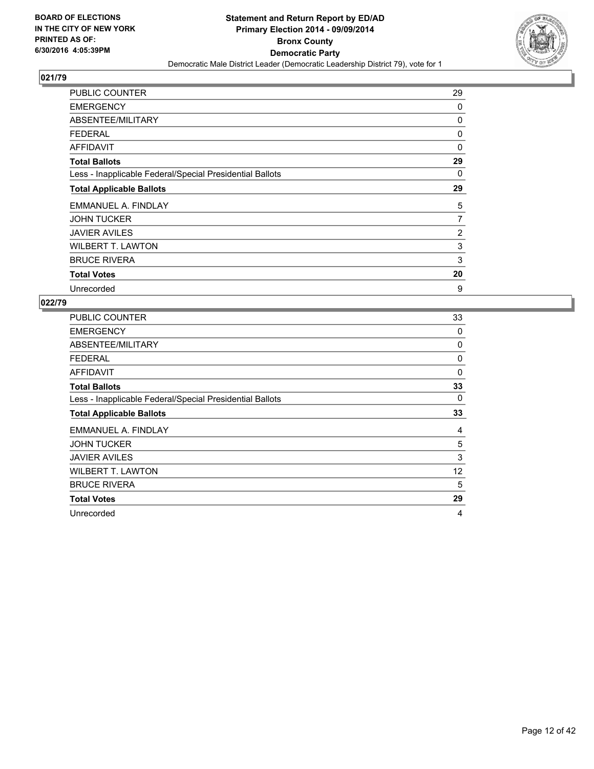**BOARD OF ELECTIONS IN THE CITY OF NEW YORK PRINTED AS OF: 6/30/2016 4:05:39PM**

**Statement and Return Report by ED/AD Primary Election 2014 - 09/09/2014 Bronx County Democratic Party**

Democratic Male District Leader (Democratic Leadership District 79), vote for 1

## 021/79

| | |
|---|---|
| PUBLIC COUNTER | 29 |
| EMERGENCY | 0 |
| ABSENTEE/MILITARY | 0 |
| FEDERAL | 0 |
| AFFIDAVIT | 0 |
| **Total Ballots** | **29** |
| Less - Inapplicable Federal/Special Presidential Ballots | 0 |
| **Total Applicable Ballots** | **29** |
| EMMANUEL A. FINDLAY | 5 |
| JOHN TUCKER | 7 |
| JAVIER AVILES | 2 |
| WILBERT T. LAWTON | 3 |
| BRUCE RIVERA | 3 |
| **Total Votes** | **20** |
| Unrecorded | 9 |

## 022/79

| | |
|---|---|
| PUBLIC COUNTER | 33 |
| EMERGENCY | 0 |
| ABSENTEE/MILITARY | 0 |
| FEDERAL | 0 |
| AFFIDAVIT | 0 |
| **Total Ballots** | **33** |
| Less - Inapplicable Federal/Special Presidential Ballots | 0 |
| **Total Applicable Ballots** | **33** |
| EMMANUEL A. FINDLAY | 4 |
| JOHN TUCKER | 5 |
| JAVIER AVILES | 3 |
| WILBERT T. LAWTON | 12 |
| BRUCE RIVERA | 5 |
| **Total Votes** | **29** |
| Unrecorded | 4 |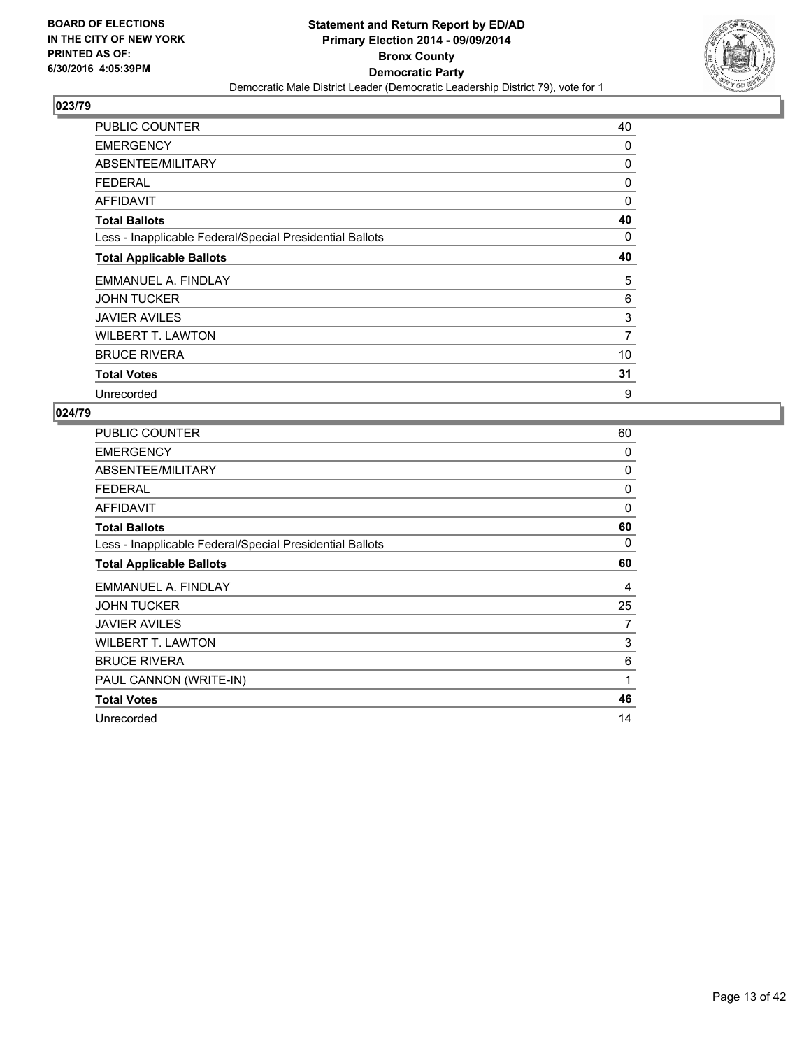BOARD OF ELECTIONS
IN THE CITY OF NEW YORK
PRINTED AS OF:
6/30/2016 4:05:39PM

**Statement and Return Report by ED/AD**
**Primary Election 2014 - 09/09/2014**
**Bronx County**
**Democratic Party**
Democratic Male District Leader (Democratic Leadership District 79), vote for 1

## 023/79

| | |
|---|---|
| PUBLIC COUNTER | 40 |
| EMERGENCY | 0 |
| ABSENTEE/MILITARY | 0 |
| FEDERAL | 0 |
| AFFIDAVIT | 0 |
| **Total Ballots** | **40** |
| Less - Inapplicable Federal/Special Presidential Ballots | 0 |
| **Total Applicable Ballots** | **40** |
| EMMANUEL A. FINDLAY | 5 |
| JOHN TUCKER | 6 |
| JAVIER AVILES | 3 |
| WILBERT T. LAWTON | 7 |
| BRUCE RIVERA | 10 |
| **Total Votes** | **31** |
| Unrecorded | 9 |

## 024/79

| | |
|---|---|
| PUBLIC COUNTER | 60 |
| EMERGENCY | 0 |
| ABSENTEE/MILITARY | 0 |
| FEDERAL | 0 |
| AFFIDAVIT | 0 |
| **Total Ballots** | **60** |
| Less - Inapplicable Federal/Special Presidential Ballots | 0 |
| **Total Applicable Ballots** | **60** |
| EMMANUEL A. FINDLAY | 4 |
| JOHN TUCKER | 25 |
| JAVIER AVILES | 7 |
| WILBERT T. LAWTON | 3 |
| BRUCE RIVERA | 6 |
| PAUL CANNON (WRITE-IN) | 1 |
| **Total Votes** | **46** |
| Unrecorded | 14 |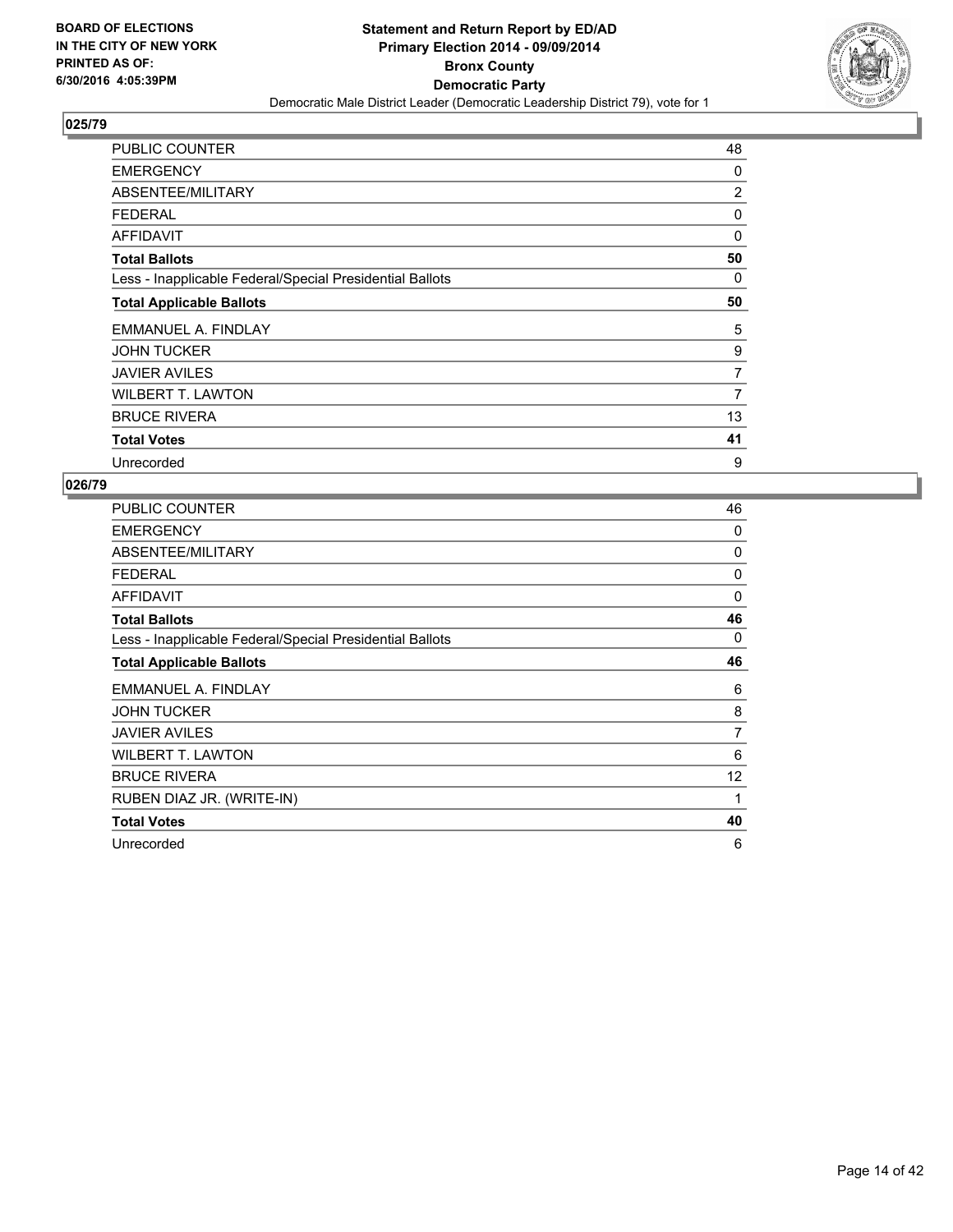**BOARD OF ELECTIONS IN THE CITY OF NEW YORK PRINTED AS OF: 6/30/2016 4:05:39PM**

**Statement and Return Report by ED/AD**
**Primary Election 2014 - 09/09/2014**
**Bronx County**
**Democratic Party**
Democratic Male District Leader (Democratic Leadership District 79), vote for 1

## 025/79

| | |
|---|---|
| PUBLIC COUNTER | 48 |
| EMERGENCY | 0 |
| ABSENTEE/MILITARY | 2 |
| FEDERAL | 0 |
| AFFIDAVIT | 0 |
| **Total Ballots** | **50** |
| Less - Inapplicable Federal/Special Presidential Ballots | 0 |
| **Total Applicable Ballots** | **50** |
| EMMANUEL A. FINDLAY | 5 |
| JOHN TUCKER | 9 |
| JAVIER AVILES | 7 |
| WILBERT T. LAWTON | 7 |
| BRUCE RIVERA | 13 |
| **Total Votes** | **41** |
| Unrecorded | 9 |

## 026/79

| | |
|---|---|
| PUBLIC COUNTER | 46 |
| EMERGENCY | 0 |
| ABSENTEE/MILITARY | 0 |
| FEDERAL | 0 |
| AFFIDAVIT | 0 |
| **Total Ballots** | **46** |
| Less - Inapplicable Federal/Special Presidential Ballots | 0 |
| **Total Applicable Ballots** | **46** |
| EMMANUEL A. FINDLAY | 6 |
| JOHN TUCKER | 8 |
| JAVIER AVILES | 7 |
| WILBERT T. LAWTON | 6 |
| BRUCE RIVERA | 12 |
| RUBEN DIAZ JR. (WRITE-IN) | 1 |
| **Total Votes** | **40** |
| Unrecorded | 6 |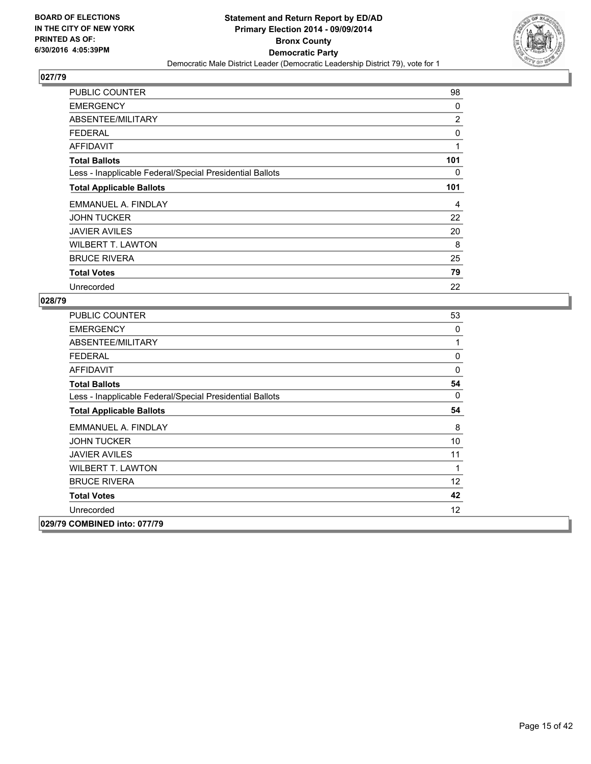BOARD OF ELECTIONS
IN THE CITY OF NEW YORK
PRINTED AS OF:
6/30/2016 4:05:39PM

**Statement and Return Report by ED/AD**
**Primary Election 2014 - 09/09/2014**
**Bronx County**
**Democratic Party**
Democratic Male District Leader (Democratic Leadership District 79), vote for 1

## 027/79

| | |
|---|---|
| PUBLIC COUNTER | 98 |
| EMERGENCY | 0 |
| ABSENTEE/MILITARY | 2 |
| FEDERAL | 0 |
| AFFIDAVIT | 1 |
| **Total Ballots** | **101** |
| Less - Inapplicable Federal/Special Presidential Ballots | 0 |
| **Total Applicable Ballots** | **101** |
| EMMANUEL A. FINDLAY | 4 |
| JOHN TUCKER | 22 |
| JAVIER AVILES | 20 |
| WILBERT T. LAWTON | 8 |
| BRUCE RIVERA | 25 |
| **Total Votes** | **79** |
| Unrecorded | 22 |

## 028/79

| | |
|---|---|
| PUBLIC COUNTER | 53 |
| EMERGENCY | 0 |
| ABSENTEE/MILITARY | 1 |
| FEDERAL | 0 |
| AFFIDAVIT | 0 |
| **Total Ballots** | **54** |
| Less - Inapplicable Federal/Special Presidential Ballots | 0 |
| **Total Applicable Ballots** | **54** |
| EMMANUEL A. FINDLAY | 8 |
| JOHN TUCKER | 10 |
| JAVIER AVILES | 11 |
| WILBERT T. LAWTON | 1 |
| BRUCE RIVERA | 12 |
| **Total Votes** | **42** |
| Unrecorded | 12 |

## 029/79 COMBINED into: 077/79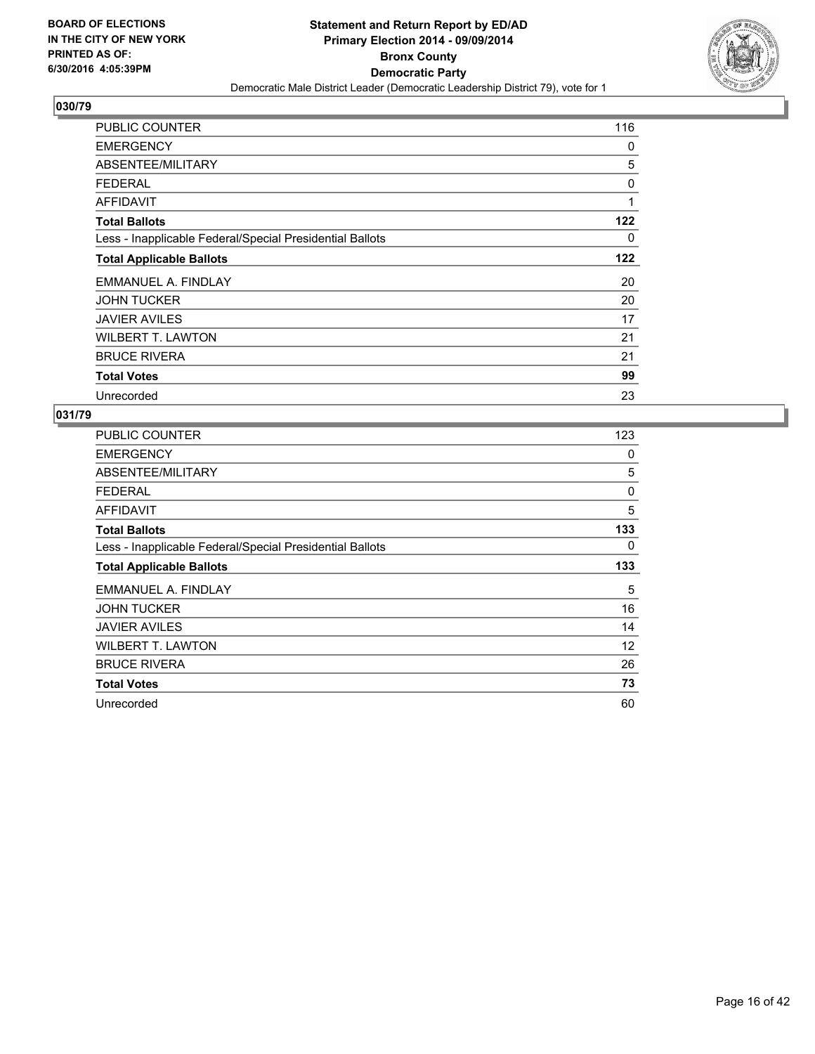## 030/79

| | |
|---|---|
| PUBLIC COUNTER | 116 |
| EMERGENCY | 0 |
| ABSENTEE/MILITARY | 5 |
| FEDERAL | 0 |
| AFFIDAVIT | 1 |
| **Total Ballots** | **122** |
| Less - Inapplicable Federal/Special Presidential Ballots | 0 |
| **Total Applicable Ballots** | **122** |
| EMMANUEL A. FINDLAY | 20 |
| JOHN TUCKER | 20 |
| JAVIER AVILES | 17 |
| WILBERT T. LAWTON | 21 |
| BRUCE RIVERA | 21 |
| **Total Votes** | **99** |
| Unrecorded | 23 |

## 031/79

| | |
|---|---|
| PUBLIC COUNTER | 123 |
| EMERGENCY | 0 |
| ABSENTEE/MILITARY | 5 |
| FEDERAL | 0 |
| AFFIDAVIT | 5 |
| **Total Ballots** | **133** |
| Less - Inapplicable Federal/Special Presidential Ballots | 0 |
| **Total Applicable Ballots** | **133** |
| EMMANUEL A. FINDLAY | 5 |
| JOHN TUCKER | 16 |
| JAVIER AVILES | 14 |
| WILBERT T. LAWTON | 12 |
| BRUCE RIVERA | 26 |
| **Total Votes** | **73** |
| Unrecorded | 60 |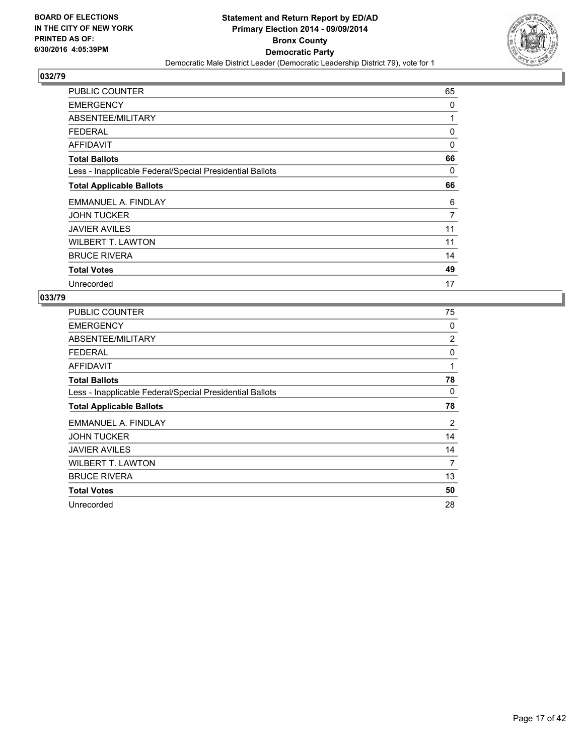**BOARD OF ELECTIONS IN THE CITY OF NEW YORK PRINTED AS OF: 6/30/2016 4:05:39PM**

**Statement and Return Report by ED/AD Primary Election 2014 - 09/09/2014 Bronx County Democratic Party**

Democratic Male District Leader (Democratic Leadership District 79), vote for 1

## 032/79

| | |
|---|---|
| PUBLIC COUNTER | 65 |
| EMERGENCY | 0 |
| ABSENTEE/MILITARY | 1 |
| FEDERAL | 0 |
| AFFIDAVIT | 0 |
| **Total Ballots** | **66** |
| Less - Inapplicable Federal/Special Presidential Ballots | 0 |
| **Total Applicable Ballots** | **66** |
| EMMANUEL A. FINDLAY | 6 |
| JOHN TUCKER | 7 |
| JAVIER AVILES | 11 |
| WILBERT T. LAWTON | 11 |
| BRUCE RIVERA | 14 |
| **Total Votes** | **49** |
| Unrecorded | 17 |

## 033/79

| | |
|---|---|
| PUBLIC COUNTER | 75 |
| EMERGENCY | 0 |
| ABSENTEE/MILITARY | 2 |
| FEDERAL | 0 |
| AFFIDAVIT | 1 |
| **Total Ballots** | **78** |
| Less - Inapplicable Federal/Special Presidential Ballots | 0 |
| **Total Applicable Ballots** | **78** |
| EMMANUEL A. FINDLAY | 2 |
| JOHN TUCKER | 14 |
| JAVIER AVILES | 14 |
| WILBERT T. LAWTON | 7 |
| BRUCE RIVERA | 13 |
| **Total Votes** | **50** |
| Unrecorded | 28 |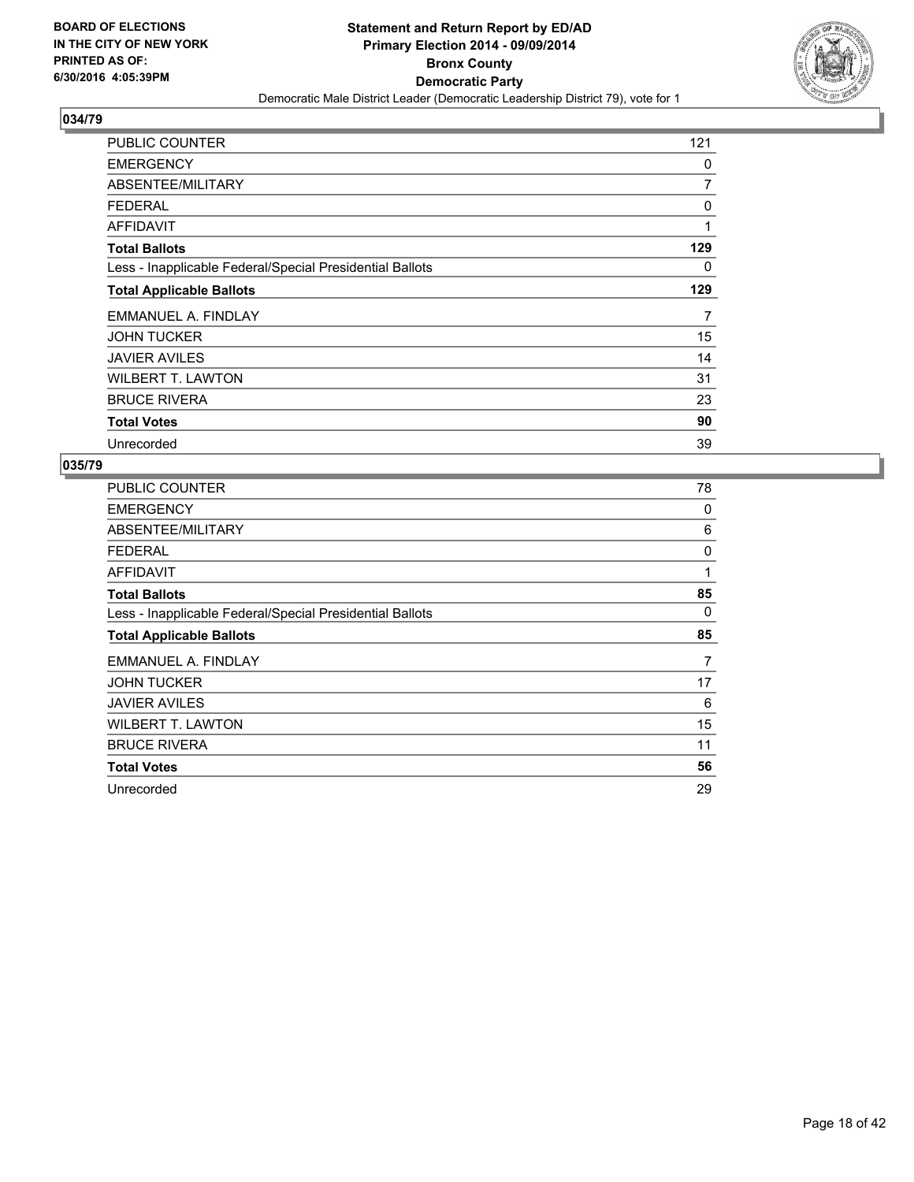**Statement and Return Report by ED/AD**
**Primary Election 2014 - 09/09/2014**
**Bronx County**
**Democratic Party**
Democratic Male District Leader (Democratic Leadership District 79), vote for 1

BOARD OF ELECTIONS
IN THE CITY OF NEW YORK
PRINTED AS OF:
6/30/2016 4:05:39PM

## 034/79

| | |
|---|---|
| PUBLIC COUNTER | 121 |
| EMERGENCY | 0 |
| ABSENTEE/MILITARY | 7 |
| FEDERAL | 0 |
| AFFIDAVIT | 1 |
| **Total Ballots** | **129** |
| Less - Inapplicable Federal/Special Presidential Ballots | 0 |
| **Total Applicable Ballots** | **129** |
| EMMANUEL A. FINDLAY | 7 |
| JOHN TUCKER | 15 |
| JAVIER AVILES | 14 |
| WILBERT T. LAWTON | 31 |
| BRUCE RIVERA | 23 |
| **Total Votes** | **90** |
| Unrecorded | 39 |

## 035/79

| | |
|---|---|
| PUBLIC COUNTER | 78 |
| EMERGENCY | 0 |
| ABSENTEE/MILITARY | 6 |
| FEDERAL | 0 |
| AFFIDAVIT | 1 |
| **Total Ballots** | **85** |
| Less - Inapplicable Federal/Special Presidential Ballots | 0 |
| **Total Applicable Ballots** | **85** |
| EMMANUEL A. FINDLAY | 7 |
| JOHN TUCKER | 17 |
| JAVIER AVILES | 6 |
| WILBERT T. LAWTON | 15 |
| BRUCE RIVERA | 11 |
| **Total Votes** | **56** |
| Unrecorded | 29 |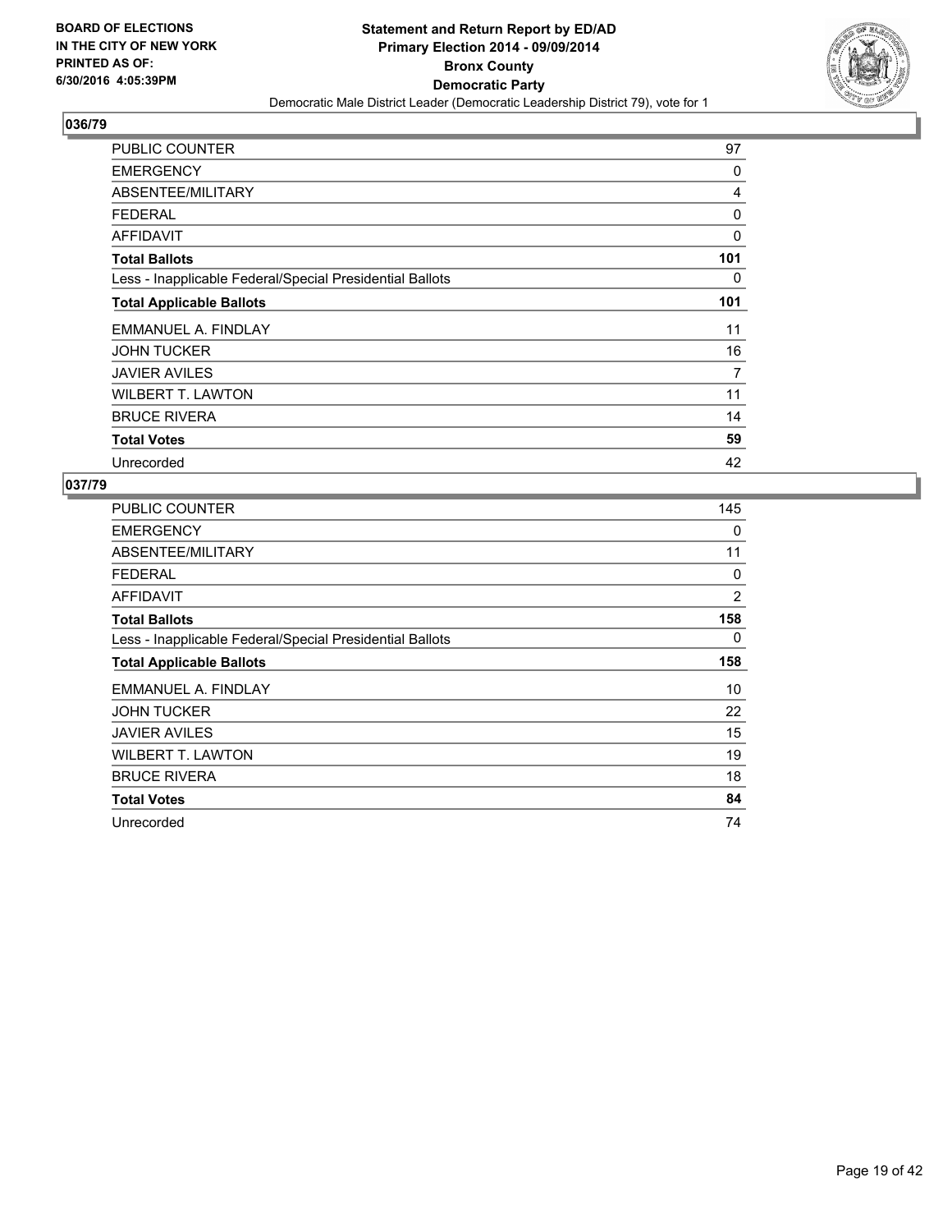**BOARD OF ELECTIONS IN THE CITY OF NEW YORK PRINTED AS OF: 6/30/2016 4:05:39PM**

**Statement and Return Report by ED/AD**
**Primary Election 2014 - 09/09/2014**
**Bronx County**
**Democratic Party**
Democratic Male District Leader (Democratic Leadership District 79), vote for 1

## 036/79

| | |
|---|---|
| PUBLIC COUNTER | 97 |
| EMERGENCY | 0 |
| ABSENTEE/MILITARY | 4 |
| FEDERAL | 0 |
| AFFIDAVIT | 0 |
| **Total Ballots** | **101** |
| Less - Inapplicable Federal/Special Presidential Ballots | 0 |
| **Total Applicable Ballots** | **101** |
| EMMANUEL A. FINDLAY | 11 |
| JOHN TUCKER | 16 |
| JAVIER AVILES | 7 |
| WILBERT T. LAWTON | 11 |
| BRUCE RIVERA | 14 |
| **Total Votes** | **59** |
| Unrecorded | 42 |

## 037/79

| | |
|---|---|
| PUBLIC COUNTER | 145 |
| EMERGENCY | 0 |
| ABSENTEE/MILITARY | 11 |
| FEDERAL | 0 |
| AFFIDAVIT | 2 |
| **Total Ballots** | **158** |
| Less - Inapplicable Federal/Special Presidential Ballots | 0 |
| **Total Applicable Ballots** | **158** |
| EMMANUEL A. FINDLAY | 10 |
| JOHN TUCKER | 22 |
| JAVIER AVILES | 15 |
| WILBERT T. LAWTON | 19 |
| BRUCE RIVERA | 18 |
| **Total Votes** | **84** |
| Unrecorded | 74 |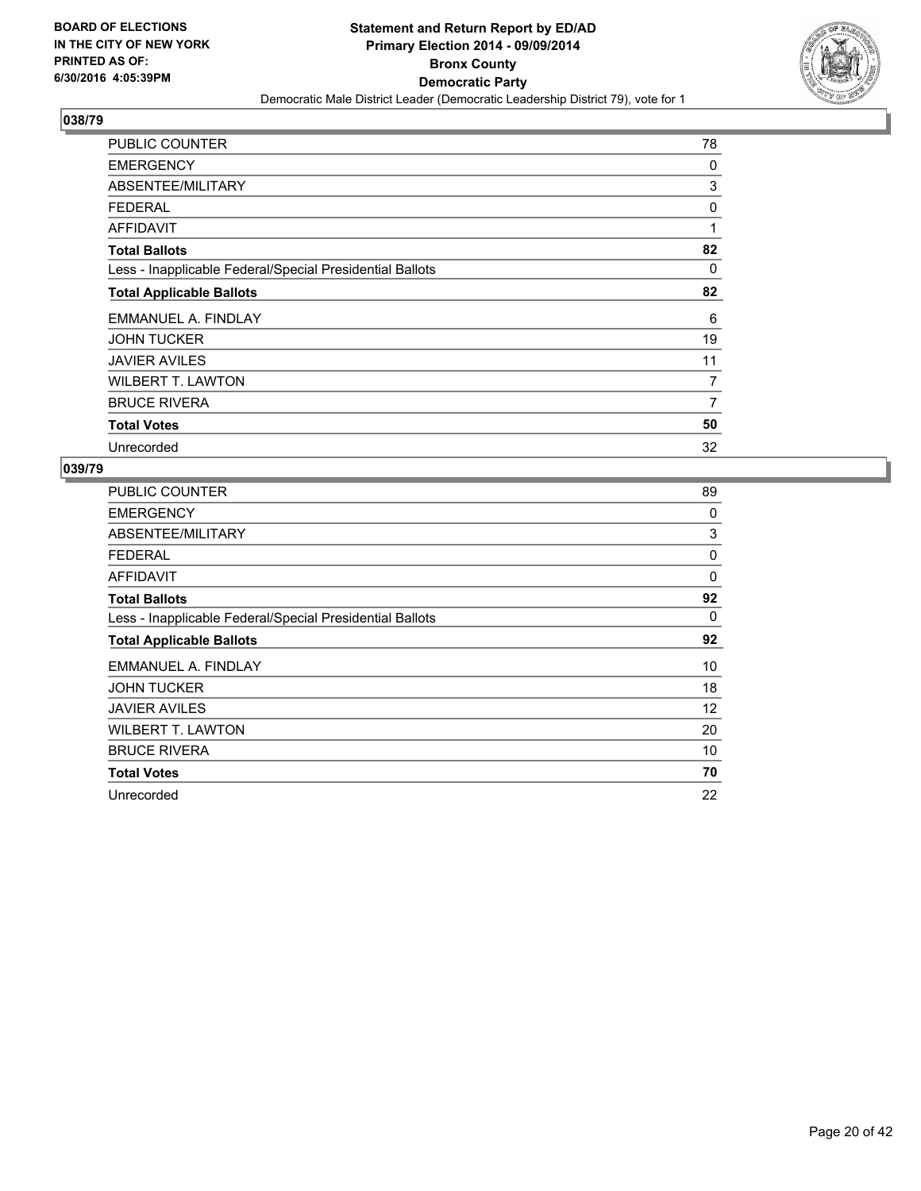**BOARD OF ELECTIONS IN THE CITY OF NEW YORK PRINTED AS OF: 6/30/2016 4:05:39PM**

**Statement and Return Report by ED/AD Primary Election 2014 - 09/09/2014 Bronx County Democratic Party**

Democratic Male District Leader (Democratic Leadership District 79), vote for 1

## 038/79

| | |
|---|---|
| PUBLIC COUNTER | 78 |
| EMERGENCY | 0 |
| ABSENTEE/MILITARY | 3 |
| FEDERAL | 0 |
| AFFIDAVIT | 1 |
| **Total Ballots** | **82** |
| Less - Inapplicable Federal/Special Presidential Ballots | 0 |
| **Total Applicable Ballots** | **82** |
| EMMANUEL A. FINDLAY | 6 |
| JOHN TUCKER | 19 |
| JAVIER AVILES | 11 |
| WILBERT T. LAWTON | 7 |
| BRUCE RIVERA | 7 |
| **Total Votes** | **50** |
| Unrecorded | 32 |

## 039/79

| | |
|---|---|
| PUBLIC COUNTER | 89 |
| EMERGENCY | 0 |
| ABSENTEE/MILITARY | 3 |
| FEDERAL | 0 |
| AFFIDAVIT | 0 |
| **Total Ballots** | **92** |
| Less - Inapplicable Federal/Special Presidential Ballots | 0 |
| **Total Applicable Ballots** | **92** |
| EMMANUEL A. FINDLAY | 10 |
| JOHN TUCKER | 18 |
| JAVIER AVILES | 12 |
| WILBERT T. LAWTON | 20 |
| BRUCE RIVERA | 10 |
| **Total Votes** | **70** |
| Unrecorded | 22 |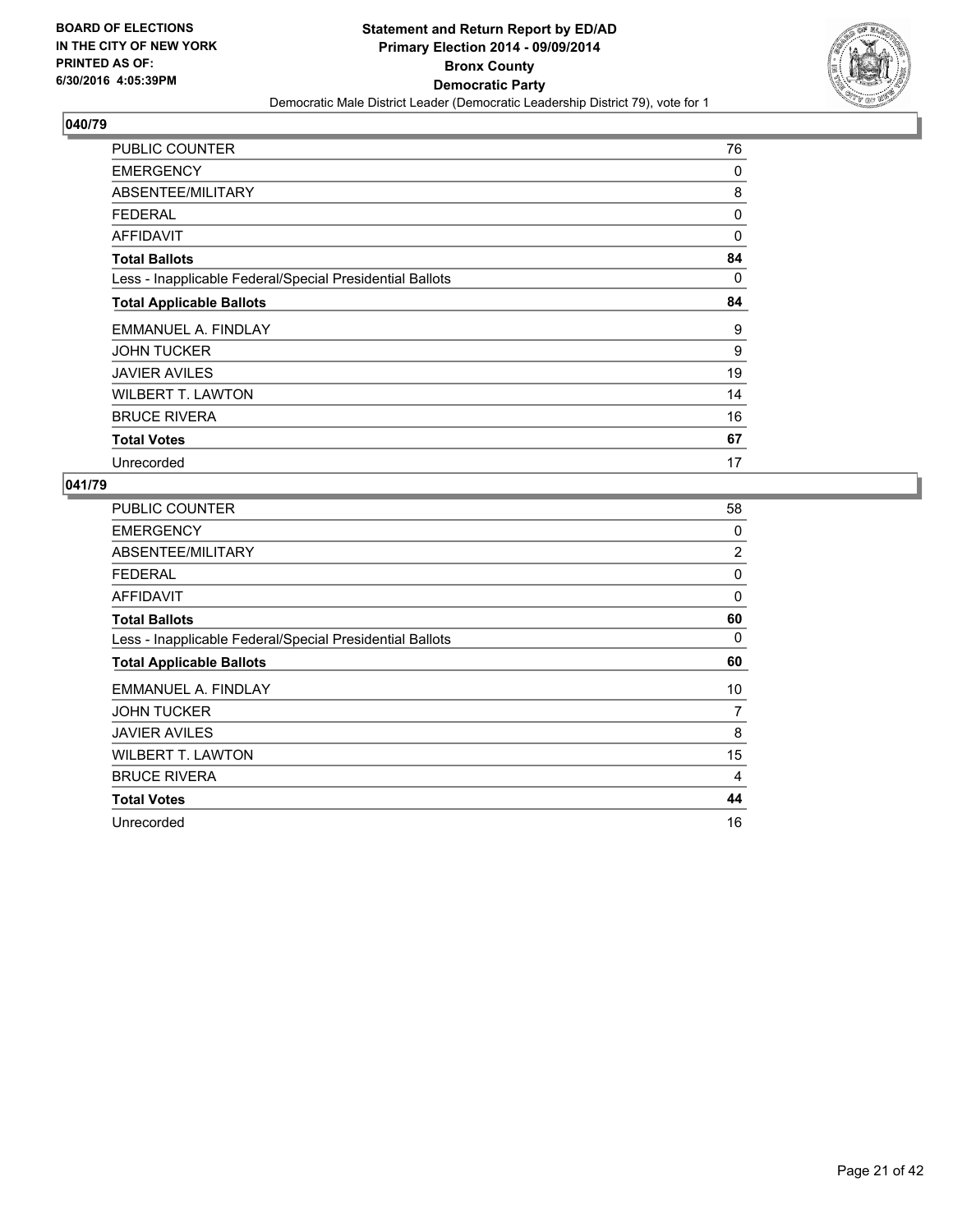**BOARD OF ELECTIONS IN THE CITY OF NEW YORK PRINTED AS OF: 6/30/2016 4:05:39PM**

**Statement and Return Report by ED/AD**
**Primary Election 2014 - 09/09/2014**
**Bronx County**
**Democratic Party**
Democratic Male District Leader (Democratic Leadership District 79), vote for 1

## 040/79

| | |
|---|---|
| PUBLIC COUNTER | 76 |
| EMERGENCY | 0 |
| ABSENTEE/MILITARY | 8 |
| FEDERAL | 0 |
| AFFIDAVIT | 0 |
| **Total Ballots** | **84** |
| Less - Inapplicable Federal/Special Presidential Ballots | 0 |
| **Total Applicable Ballots** | **84** |
| EMMANUEL A. FINDLAY | 9 |
| JOHN TUCKER | 9 |
| JAVIER AVILES | 19 |
| WILBERT T. LAWTON | 14 |
| BRUCE RIVERA | 16 |
| **Total Votes** | **67** |
| Unrecorded | 17 |

## 041/79

| | |
|---|---|
| PUBLIC COUNTER | 58 |
| EMERGENCY | 0 |
| ABSENTEE/MILITARY | 2 |
| FEDERAL | 0 |
| AFFIDAVIT | 0 |
| **Total Ballots** | **60** |
| Less - Inapplicable Federal/Special Presidential Ballots | 0 |
| **Total Applicable Ballots** | **60** |
| EMMANUEL A. FINDLAY | 10 |
| JOHN TUCKER | 7 |
| JAVIER AVILES | 8 |
| WILBERT T. LAWTON | 15 |
| BRUCE RIVERA | 4 |
| **Total Votes** | **44** |
| Unrecorded | 16 |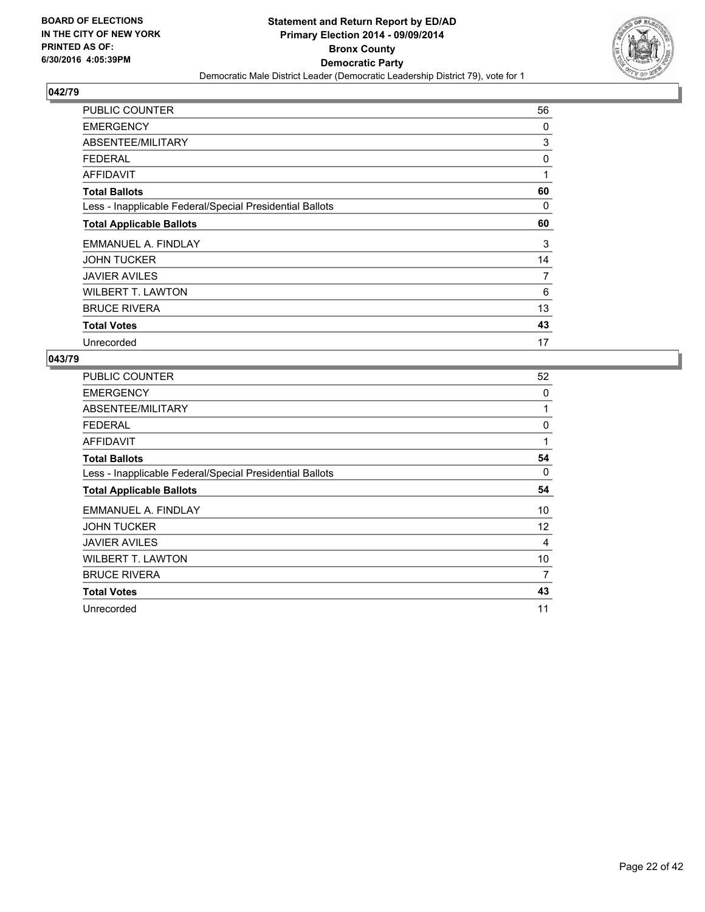**BOARD OF ELECTIONS IN THE CITY OF NEW YORK PRINTED AS OF: 6/30/2016 4:05:39PM**

**Statement and Return Report by ED/AD Primary Election 2014 - 09/09/2014 Bronx County Democratic Party**

Democratic Male District Leader (Democratic Leadership District 79), vote for 1

## 042/79

| | |
|---|---|
| PUBLIC COUNTER | 56 |
| EMERGENCY | 0 |
| ABSENTEE/MILITARY | 3 |
| FEDERAL | 0 |
| AFFIDAVIT | 1 |
| **Total Ballots** | **60** |
| Less - Inapplicable Federal/Special Presidential Ballots | 0 |
| **Total Applicable Ballots** | **60** |
| EMMANUEL A. FINDLAY | 3 |
| JOHN TUCKER | 14 |
| JAVIER AVILES | 7 |
| WILBERT T. LAWTON | 6 |
| BRUCE RIVERA | 13 |
| **Total Votes** | **43** |
| Unrecorded | 17 |

## 043/79

| | |
|---|---|
| PUBLIC COUNTER | 52 |
| EMERGENCY | 0 |
| ABSENTEE/MILITARY | 1 |
| FEDERAL | 0 |
| AFFIDAVIT | 1 |
| **Total Ballots** | **54** |
| Less - Inapplicable Federal/Special Presidential Ballots | 0 |
| **Total Applicable Ballots** | **54** |
| EMMANUEL A. FINDLAY | 10 |
| JOHN TUCKER | 12 |
| JAVIER AVILES | 4 |
| WILBERT T. LAWTON | 10 |
| BRUCE RIVERA | 7 |
| **Total Votes** | **43** |
| Unrecorded | 11 |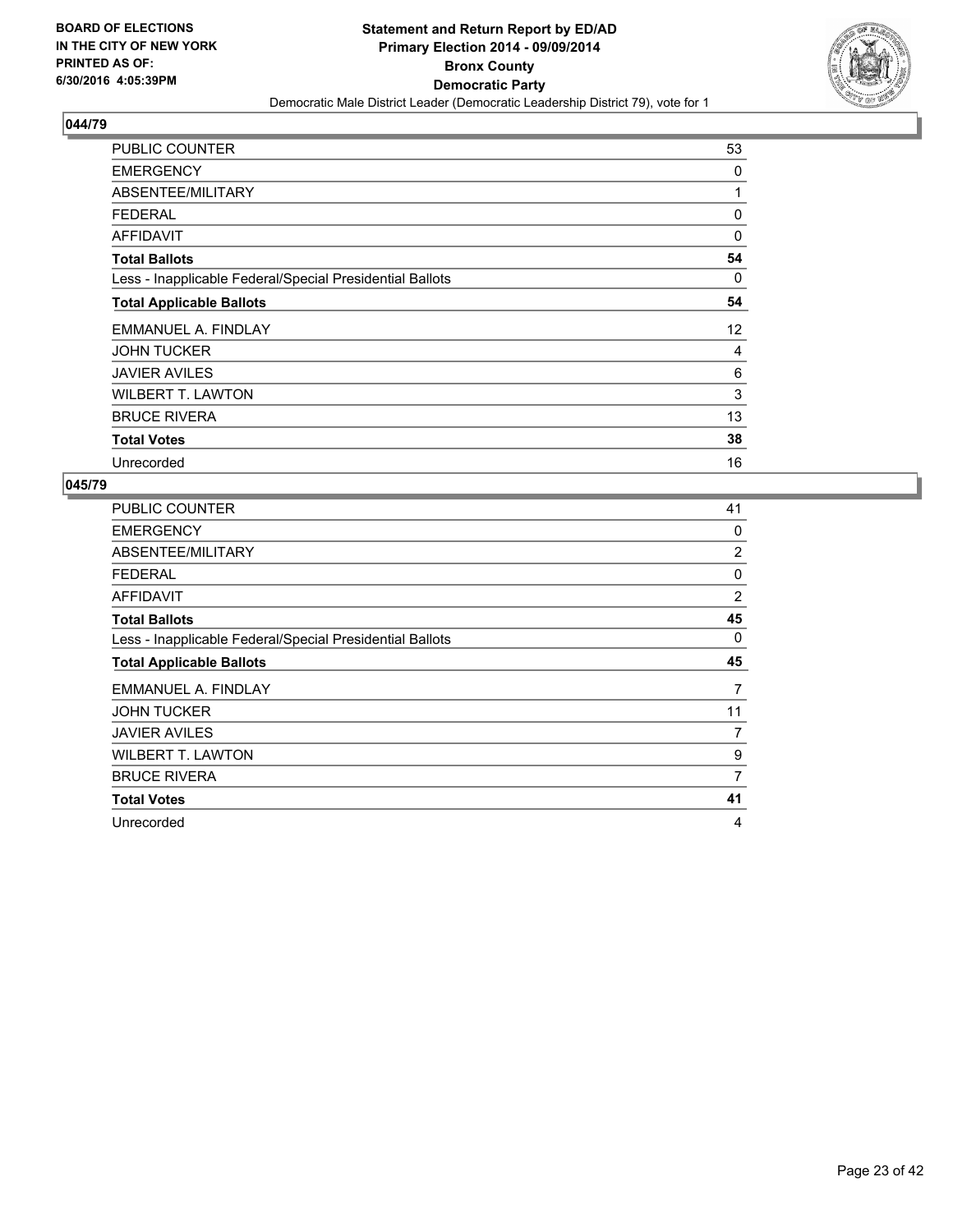**BOARD OF ELECTIONS IN THE CITY OF NEW YORK PRINTED AS OF: 6/30/2016 4:05:39PM**

**Statement and Return Report by ED/AD Primary Election 2014 - 09/09/2014 Bronx County Democratic Party**

Democratic Male District Leader (Democratic Leadership District 79), vote for 1

## 044/79

| | |
|---|---|
| PUBLIC COUNTER | 53 |
| EMERGENCY | 0 |
| ABSENTEE/MILITARY | 1 |
| FEDERAL | 0 |
| AFFIDAVIT | 0 |
| **Total Ballots** | **54** |
| Less - Inapplicable Federal/Special Presidential Ballots | 0 |
| **Total Applicable Ballots** | **54** |
| EMMANUEL A. FINDLAY | 12 |
| JOHN TUCKER | 4 |
| JAVIER AVILES | 6 |
| WILBERT T. LAWTON | 3 |
| BRUCE RIVERA | 13 |
| **Total Votes** | **38** |
| Unrecorded | 16 |

## 045/79

| | |
|---|---|
| PUBLIC COUNTER | 41 |
| EMERGENCY | 0 |
| ABSENTEE/MILITARY | 2 |
| FEDERAL | 0 |
| AFFIDAVIT | 2 |
| **Total Ballots** | **45** |
| Less - Inapplicable Federal/Special Presidential Ballots | 0 |
| **Total Applicable Ballots** | **45** |
| EMMANUEL A. FINDLAY | 7 |
| JOHN TUCKER | 11 |
| JAVIER AVILES | 7 |
| WILBERT T. LAWTON | 9 |
| BRUCE RIVERA | 7 |
| **Total Votes** | **41** |
| Unrecorded | 4 |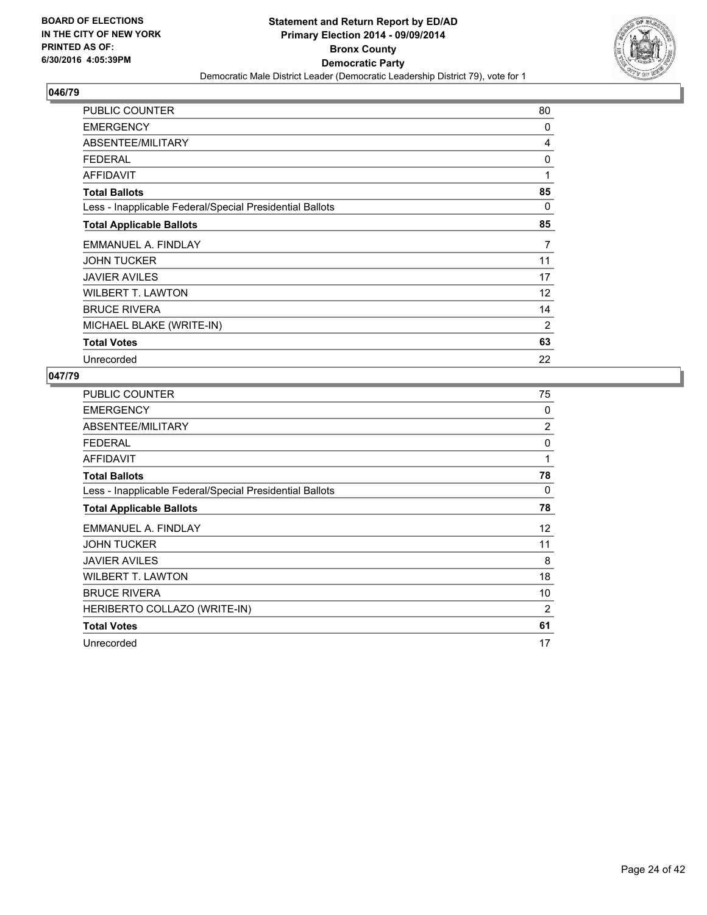**BOARD OF ELECTIONS IN THE CITY OF NEW YORK PRINTED AS OF: 6/30/2016 4:05:39PM**

**Statement and Return Report by ED/AD**
**Primary Election 2014 - 09/09/2014**
**Bronx County**
**Democratic Party**
Democratic Male District Leader (Democratic Leadership District 79), vote for 1

### 046/79

| | |
|---|---|
| PUBLIC COUNTER | 80 |
| EMERGENCY | 0 |
| ABSENTEE/MILITARY | 4 |
| FEDERAL | 0 |
| AFFIDAVIT | 1 |
| **Total Ballots** | **85** |
| Less - Inapplicable Federal/Special Presidential Ballots | 0 |
| **Total Applicable Ballots** | **85** |
| EMMANUEL A. FINDLAY | 7 |
| JOHN TUCKER | 11 |
| JAVIER AVILES | 17 |
| WILBERT T. LAWTON | 12 |
| BRUCE RIVERA | 14 |
| MICHAEL BLAKE (WRITE-IN) | 2 |
| **Total Votes** | **63** |
| Unrecorded | 22 |

### 047/79

| | |
|---|---|
| PUBLIC COUNTER | 75 |
| EMERGENCY | 0 |
| ABSENTEE/MILITARY | 2 |
| FEDERAL | 0 |
| AFFIDAVIT | 1 |
| **Total Ballots** | **78** |
| Less - Inapplicable Federal/Special Presidential Ballots | 0 |
| **Total Applicable Ballots** | **78** |
| EMMANUEL A. FINDLAY | 12 |
| JOHN TUCKER | 11 |
| JAVIER AVILES | 8 |
| WILBERT T. LAWTON | 18 |
| BRUCE RIVERA | 10 |
| HERIBERTO COLLAZO (WRITE-IN) | 2 |
| **Total Votes** | **61** |
| Unrecorded | 17 |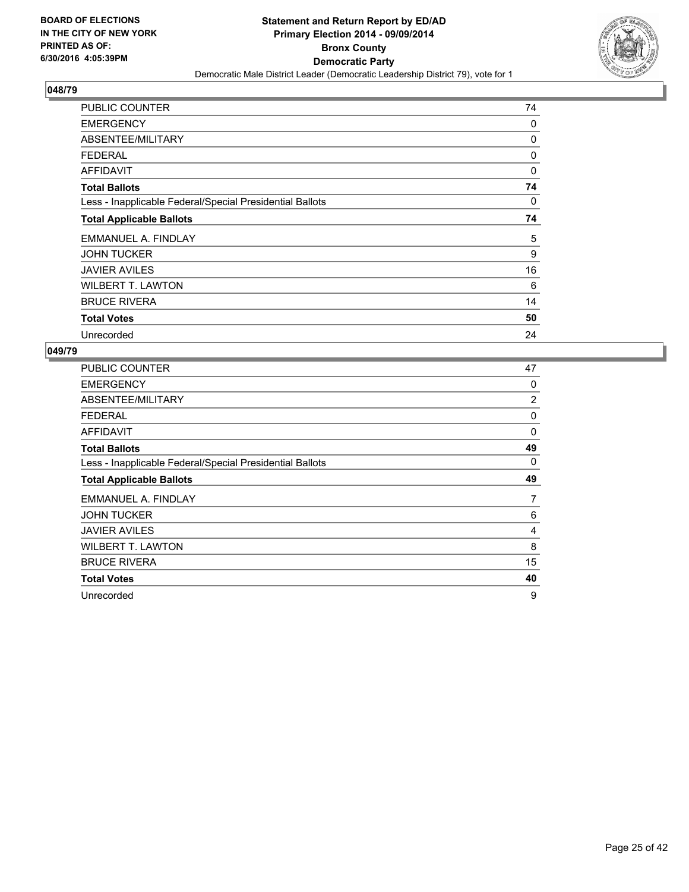**BOARD OF ELECTIONS IN THE CITY OF NEW YORK PRINTED AS OF: 6/30/2016 4:05:39PM**

**Statement and Return Report by ED/AD**
**Primary Election 2014 - 09/09/2014**
**Bronx County**
**Democratic Party**
Democratic Male District Leader (Democratic Leadership District 79), vote for 1

### 048/79

| | |
|---|---|
| PUBLIC COUNTER | 74 |
| EMERGENCY | 0 |
| ABSENTEE/MILITARY | 0 |
| FEDERAL | 0 |
| AFFIDAVIT | 0 |
| **Total Ballots** | **74** |
| Less - Inapplicable Federal/Special Presidential Ballots | 0 |
| **Total Applicable Ballots** | **74** |
| EMMANUEL A. FINDLAY | 5 |
| JOHN TUCKER | 9 |
| JAVIER AVILES | 16 |
| WILBERT T. LAWTON | 6 |
| BRUCE RIVERA | 14 |
| **Total Votes** | **50** |
| Unrecorded | 24 |

### 049/79

| | |
|---|---|
| PUBLIC COUNTER | 47 |
| EMERGENCY | 0 |
| ABSENTEE/MILITARY | 2 |
| FEDERAL | 0 |
| AFFIDAVIT | 0 |
| **Total Ballots** | **49** |
| Less - Inapplicable Federal/Special Presidential Ballots | 0 |
| **Total Applicable Ballots** | **49** |
| EMMANUEL A. FINDLAY | 7 |
| JOHN TUCKER | 6 |
| JAVIER AVILES | 4 |
| WILBERT T. LAWTON | 8 |
| BRUCE RIVERA | 15 |
| **Total Votes** | **40** |
| Unrecorded | 9 |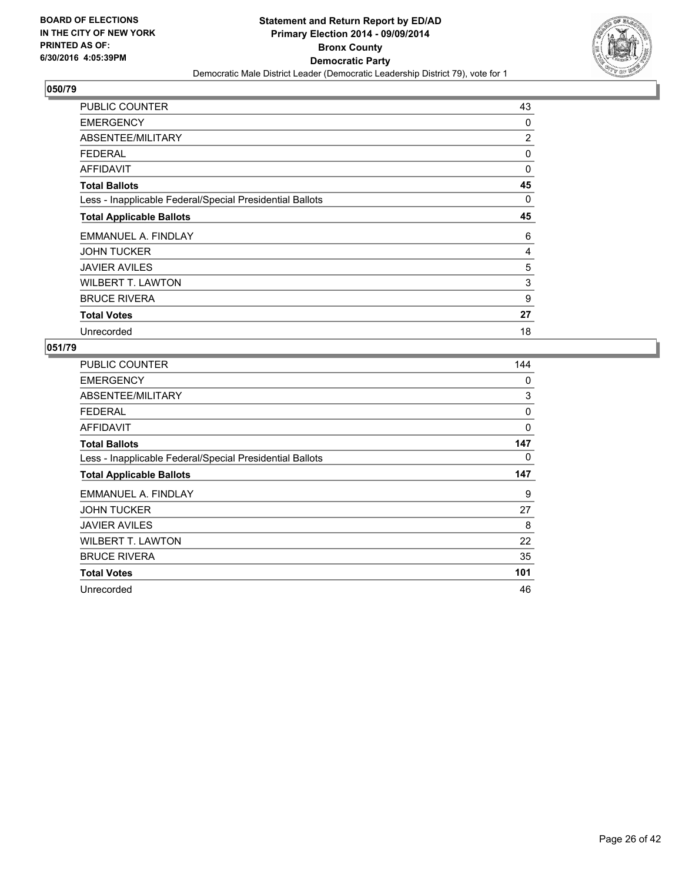**BOARD OF ELECTIONS IN THE CITY OF NEW YORK PRINTED AS OF: 6/30/2016 4:05:39PM**

**Statement and Return Report by ED/AD Primary Election 2014 - 09/09/2014 Bronx County Democratic Party**

Democratic Male District Leader (Democratic Leadership District 79), vote for 1

## 050/79

| | |
|---|---|
| PUBLIC COUNTER | 43 |
| EMERGENCY | 0 |
| ABSENTEE/MILITARY | 2 |
| FEDERAL | 0 |
| AFFIDAVIT | 0 |
| **Total Ballots** | **45** |
| Less - Inapplicable Federal/Special Presidential Ballots | 0 |
| **Total Applicable Ballots** | **45** |
| EMMANUEL A. FINDLAY | 6 |
| JOHN TUCKER | 4 |
| JAVIER AVILES | 5 |
| WILBERT T. LAWTON | 3 |
| BRUCE RIVERA | 9 |
| **Total Votes** | **27** |
| Unrecorded | 18 |

## 051/79

| | |
|---|---|
| PUBLIC COUNTER | 144 |
| EMERGENCY | 0 |
| ABSENTEE/MILITARY | 3 |
| FEDERAL | 0 |
| AFFIDAVIT | 0 |
| **Total Ballots** | **147** |
| Less - Inapplicable Federal/Special Presidential Ballots | 0 |
| **Total Applicable Ballots** | **147** |
| EMMANUEL A. FINDLAY | 9 |
| JOHN TUCKER | 27 |
| JAVIER AVILES | 8 |
| WILBERT T. LAWTON | 22 |
| BRUCE RIVERA | 35 |
| **Total Votes** | **101** |
| Unrecorded | 46 |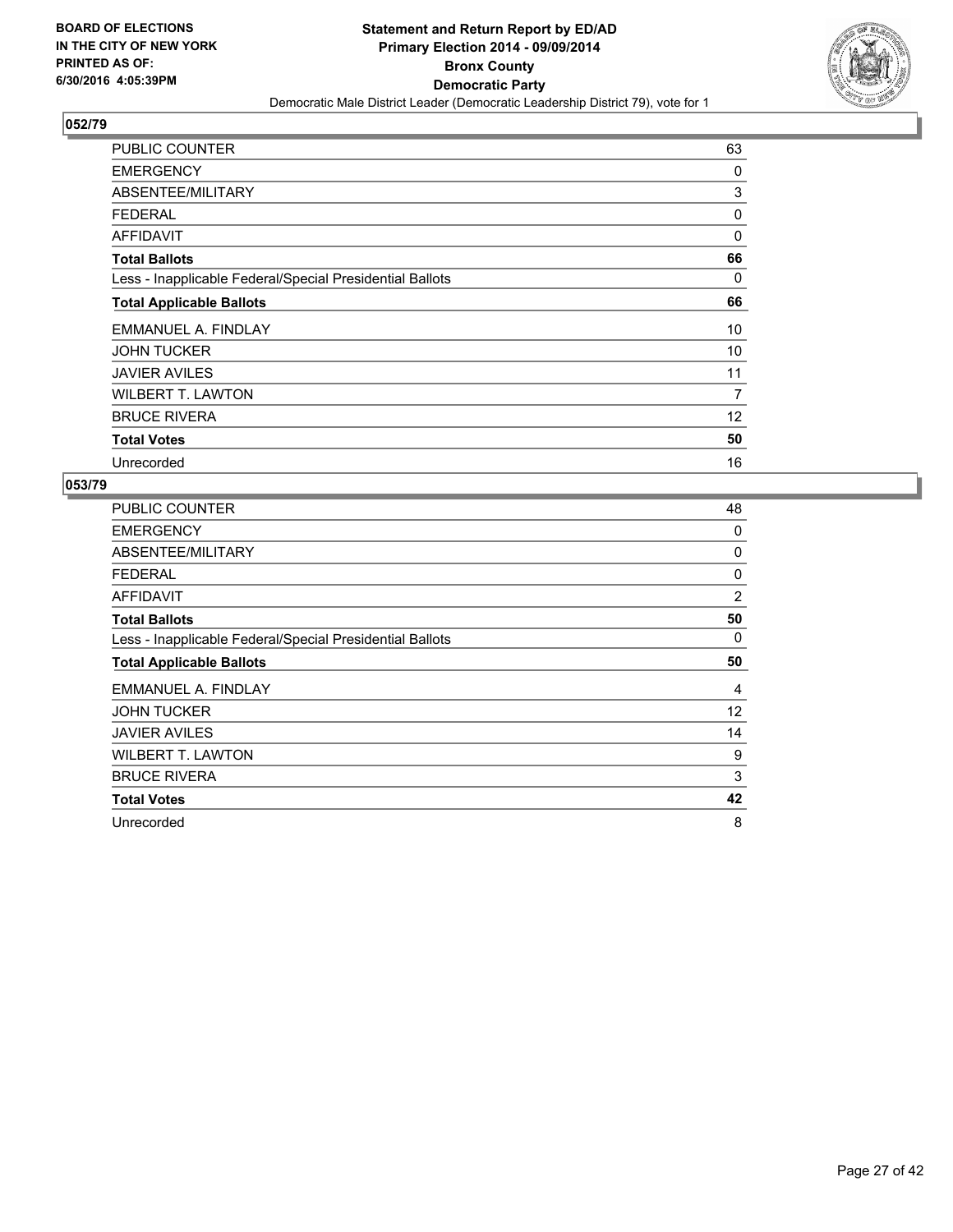**BOARD OF ELECTIONS IN THE CITY OF NEW YORK PRINTED AS OF: 6/30/2016 4:05:39PM**

**Statement and Return Report by ED/AD Primary Election 2014 - 09/09/2014 Bronx County Democratic Party**

Democratic Male District Leader (Democratic Leadership District 79), vote for 1

## 052/79

| | |
|---|---|
| PUBLIC COUNTER | 63 |
| EMERGENCY | 0 |
| ABSENTEE/MILITARY | 3 |
| FEDERAL | 0 |
| AFFIDAVIT | 0 |
| **Total Ballots** | **66** |
| Less - Inapplicable Federal/Special Presidential Ballots | 0 |
| **Total Applicable Ballots** | **66** |
| EMMANUEL A. FINDLAY | 10 |
| JOHN TUCKER | 10 |
| JAVIER AVILES | 11 |
| WILBERT T. LAWTON | 7 |
| BRUCE RIVERA | 12 |
| **Total Votes** | **50** |
| Unrecorded | 16 |

## 053/79

| | |
|---|---|
| PUBLIC COUNTER | 48 |
| EMERGENCY | 0 |
| ABSENTEE/MILITARY | 0 |
| FEDERAL | 0 |
| AFFIDAVIT | 2 |
| **Total Ballots** | **50** |
| Less - Inapplicable Federal/Special Presidential Ballots | 0 |
| **Total Applicable Ballots** | **50** |
| EMMANUEL A. FINDLAY | 4 |
| JOHN TUCKER | 12 |
| JAVIER AVILES | 14 |
| WILBERT T. LAWTON | 9 |
| BRUCE RIVERA | 3 |
| **Total Votes** | **42** |
| Unrecorded | 8 |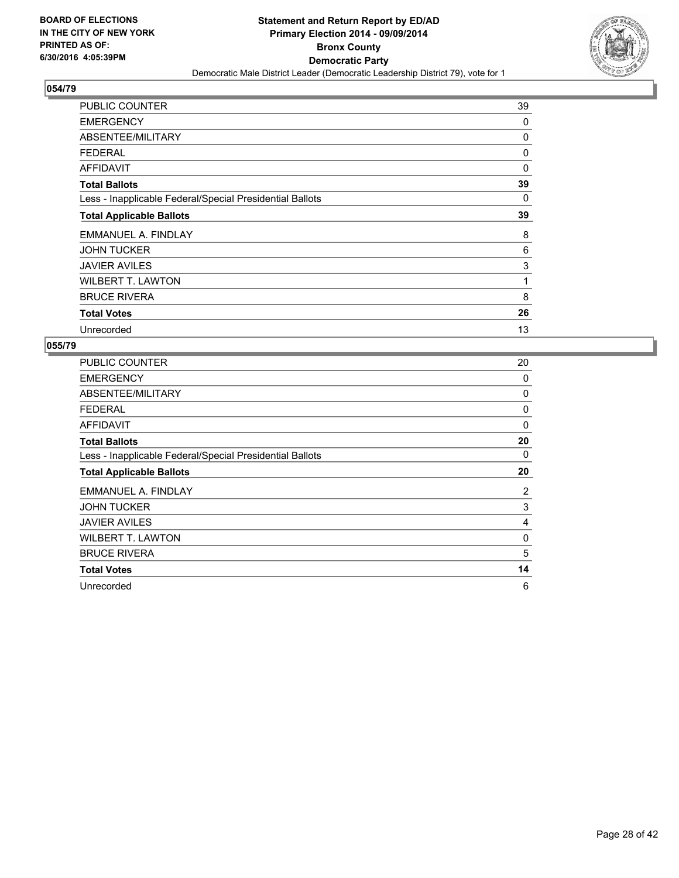**BOARD OF ELECTIONS IN THE CITY OF NEW YORK PRINTED AS OF: 6/30/2016 4:05:39PM**

**Statement and Return Report by ED/AD**
**Primary Election 2014 - 09/09/2014**
**Bronx County**
**Democratic Party**
Democratic Male District Leader (Democratic Leadership District 79), vote for 1

## 054/79

| | |
|---|---|
| PUBLIC COUNTER | 39 |
| EMERGENCY | 0 |
| ABSENTEE/MILITARY | 0 |
| FEDERAL | 0 |
| AFFIDAVIT | 0 |
| **Total Ballots** | **39** |
| Less - Inapplicable Federal/Special Presidential Ballots | 0 |
| **Total Applicable Ballots** | **39** |
| EMMANUEL A. FINDLAY | 8 |
| JOHN TUCKER | 6 |
| JAVIER AVILES | 3 |
| WILBERT T. LAWTON | 1 |
| BRUCE RIVERA | 8 |
| **Total Votes** | **26** |
| Unrecorded | 13 |

## 055/79

| | |
|---|---|
| PUBLIC COUNTER | 20 |
| EMERGENCY | 0 |
| ABSENTEE/MILITARY | 0 |
| FEDERAL | 0 |
| AFFIDAVIT | 0 |
| **Total Ballots** | **20** |
| Less - Inapplicable Federal/Special Presidential Ballots | 0 |
| **Total Applicable Ballots** | **20** |
| EMMANUEL A. FINDLAY | 2 |
| JOHN TUCKER | 3 |
| JAVIER AVILES | 4 |
| WILBERT T. LAWTON | 0 |
| BRUCE RIVERA | 5 |
| **Total Votes** | **14** |
| Unrecorded | 6 |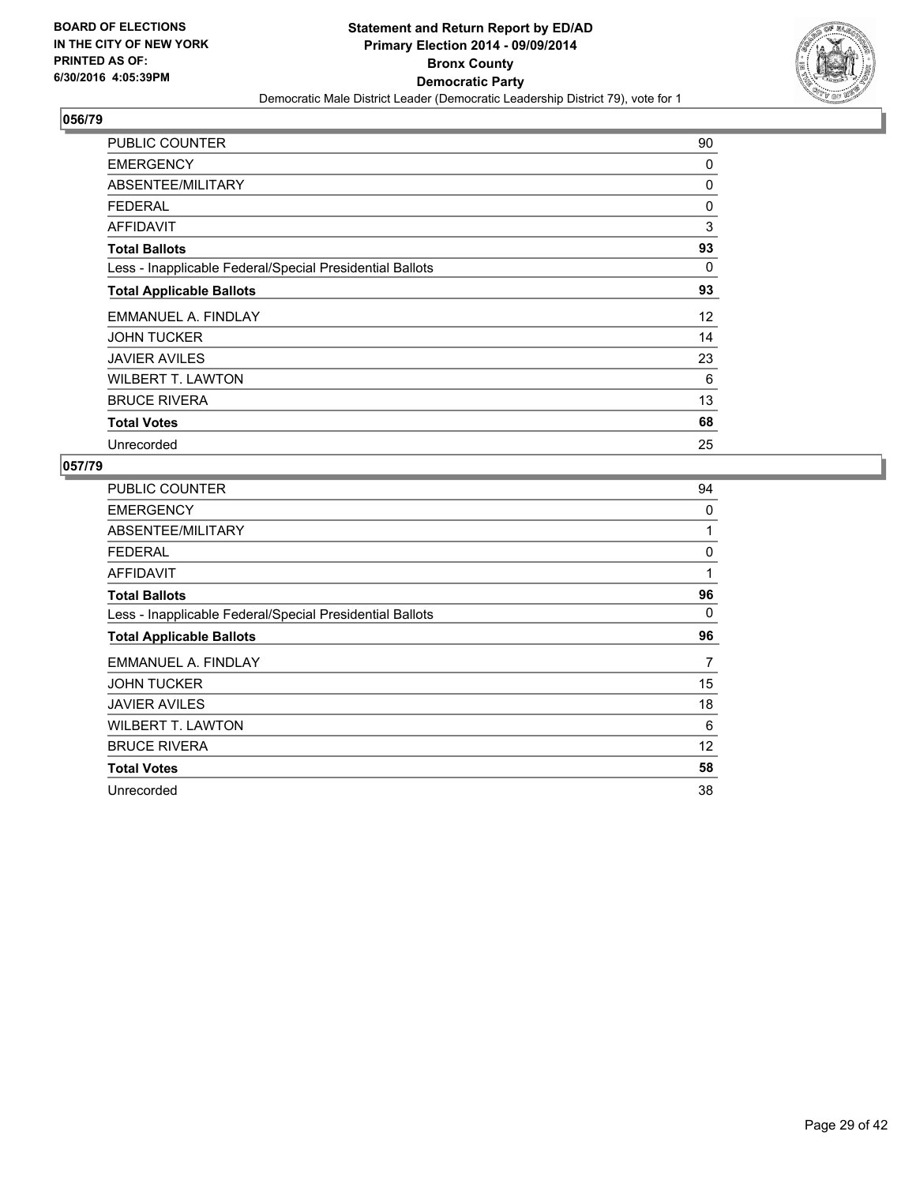**BOARD OF ELECTIONS IN THE CITY OF NEW YORK PRINTED AS OF: 6/30/2016 4:05:39PM**

**Statement and Return Report by ED/AD**
**Primary Election 2014 - 09/09/2014**
**Bronx County**
**Democratic Party**
Democratic Male District Leader (Democratic Leadership District 79), vote for 1

## 056/79

| | |
|---|---|
| PUBLIC COUNTER | 90 |
| EMERGENCY | 0 |
| ABSENTEE/MILITARY | 0 |
| FEDERAL | 0 |
| AFFIDAVIT | 3 |
| **Total Ballots** | **93** |
| Less - Inapplicable Federal/Special Presidential Ballots | 0 |
| **Total Applicable Ballots** | **93** |
| EMMANUEL A. FINDLAY | 12 |
| JOHN TUCKER | 14 |
| JAVIER AVILES | 23 |
| WILBERT T. LAWTON | 6 |
| BRUCE RIVERA | 13 |
| **Total Votes** | **68** |
| Unrecorded | 25 |

## 057/79

| | |
|---|---|
| PUBLIC COUNTER | 94 |
| EMERGENCY | 0 |
| ABSENTEE/MILITARY | 1 |
| FEDERAL | 0 |
| AFFIDAVIT | 1 |
| **Total Ballots** | **96** |
| Less - Inapplicable Federal/Special Presidential Ballots | 0 |
| **Total Applicable Ballots** | **96** |
| EMMANUEL A. FINDLAY | 7 |
| JOHN TUCKER | 15 |
| JAVIER AVILES | 18 |
| WILBERT T. LAWTON | 6 |
| BRUCE RIVERA | 12 |
| **Total Votes** | **58** |
| Unrecorded | 38 |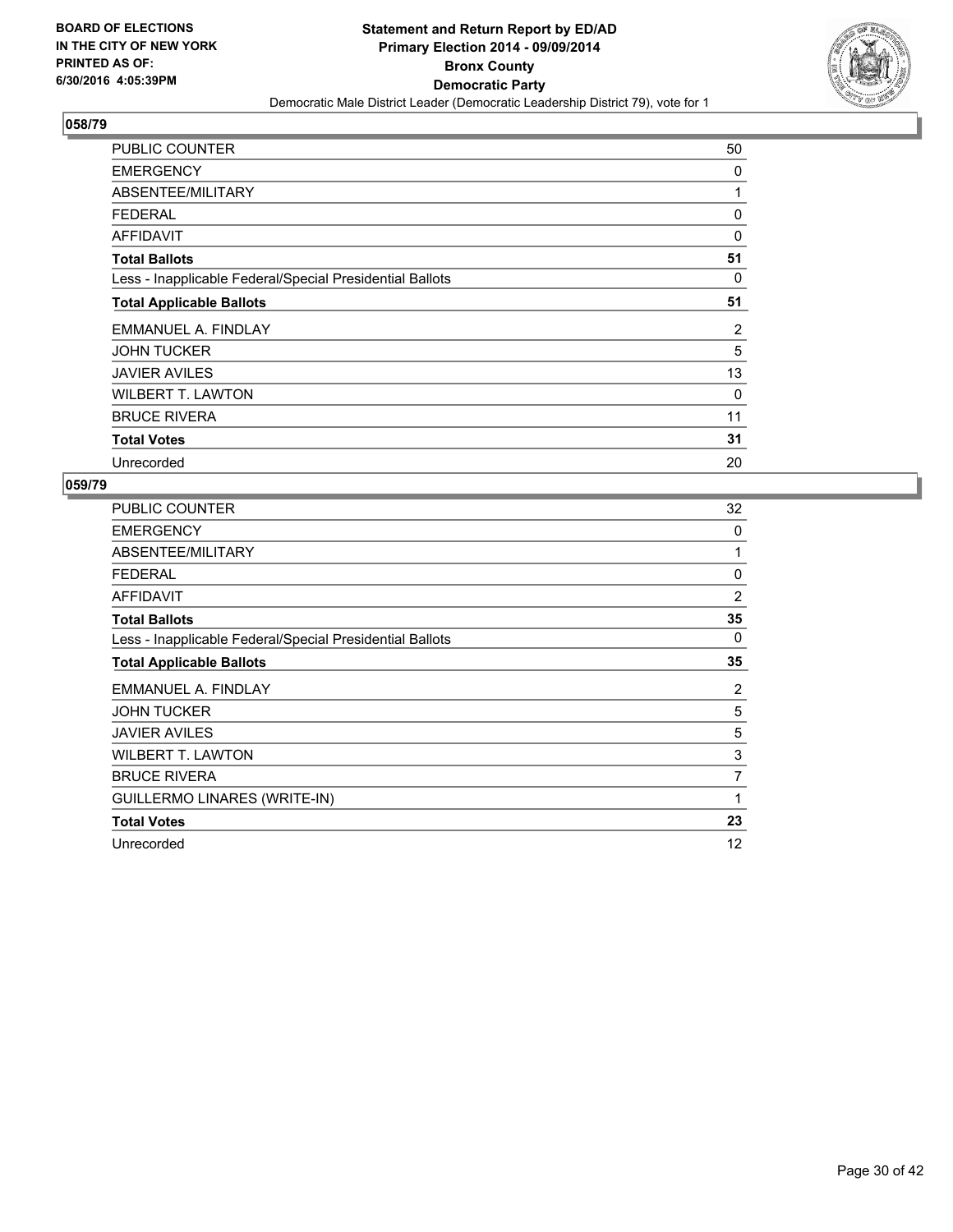**BOARD OF ELECTIONS IN THE CITY OF NEW YORK PRINTED AS OF: 6/30/2016 4:05:39PM**

**Statement and Return Report by ED/AD Primary Election 2014 - 09/09/2014 Bronx County Democratic Party**

Democratic Male District Leader (Democratic Leadership District 79), vote for 1

**058/79**

| | |
|---|---|
| PUBLIC COUNTER | 50 |
| EMERGENCY | 0 |
| ABSENTEE/MILITARY | 1 |
| FEDERAL | 0 |
| AFFIDAVIT | 0 |
| **Total Ballots** | **51** |
| Less - Inapplicable Federal/Special Presidential Ballots | 0 |
| **Total Applicable Ballots** | **51** |
| EMMANUEL A. FINDLAY | 2 |
| JOHN TUCKER | 5 |
| JAVIER AVILES | 13 |
| WILBERT T. LAWTON | 0 |
| BRUCE RIVERA | 11 |
| **Total Votes** | **31** |
| Unrecorded | 20 |

**059/79**

| | |
|---|---|
| PUBLIC COUNTER | 32 |
| EMERGENCY | 0 |
| ABSENTEE/MILITARY | 1 |
| FEDERAL | 0 |
| AFFIDAVIT | 2 |
| **Total Ballots** | **35** |
| Less - Inapplicable Federal/Special Presidential Ballots | 0 |
| **Total Applicable Ballots** | **35** |
| EMMANUEL A. FINDLAY | 2 |
| JOHN TUCKER | 5 |
| JAVIER AVILES | 5 |
| WILBERT T. LAWTON | 3 |
| BRUCE RIVERA | 7 |
| GUILLERMO LINARES (WRITE-IN) | 1 |
| **Total Votes** | **23** |
| Unrecorded | 12 |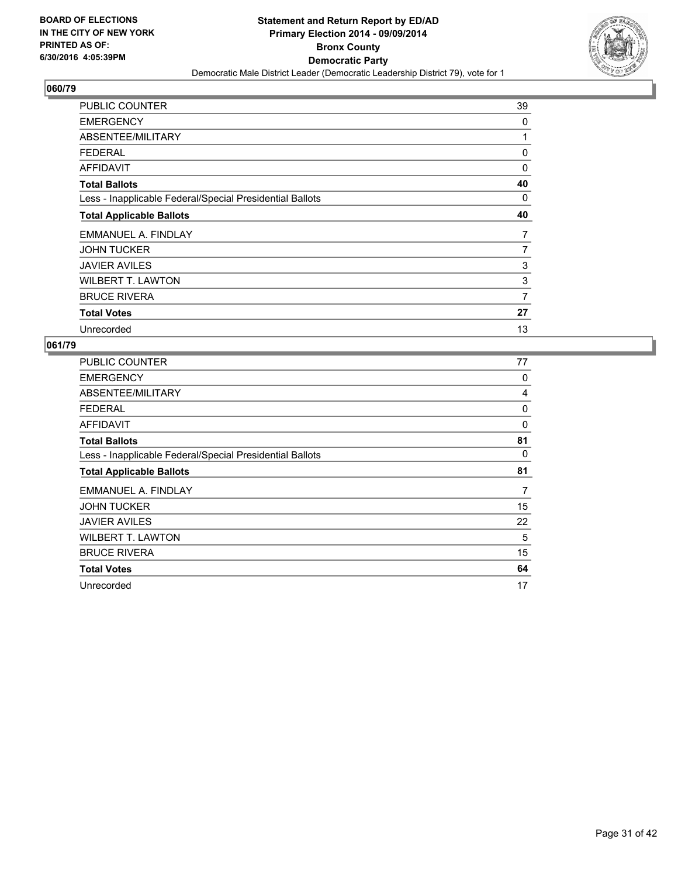**BOARD OF ELECTIONS IN THE CITY OF NEW YORK PRINTED AS OF: 6/30/2016 4:05:39PM**

# Statement and Return Report by ED/AD
## Primary Election 2014 - 09/09/2014
## Bronx County
## Democratic Party
### Democratic Male District Leader (Democratic Leadership District 79), vote for 1

**060/79**

| | |
|---|---|
| PUBLIC COUNTER | 39 |
| EMERGENCY | 0 |
| ABSENTEE/MILITARY | 1 |
| FEDERAL | 0 |
| AFFIDAVIT | 0 |
| **Total Ballots** | **40** |
| Less - Inapplicable Federal/Special Presidential Ballots | 0 |
| **Total Applicable Ballots** | **40** |
| EMMANUEL A. FINDLAY | 7 |
| JOHN TUCKER | 7 |
| JAVIER AVILES | 3 |
| WILBERT T. LAWTON | 3 |
| BRUCE RIVERA | 7 |
| **Total Votes** | **27** |
| Unrecorded | 13 |

**061/79**

| | |
|---|---|
| PUBLIC COUNTER | 77 |
| EMERGENCY | 0 |
| ABSENTEE/MILITARY | 4 |
| FEDERAL | 0 |
| AFFIDAVIT | 0 |
| **Total Ballots** | **81** |
| Less - Inapplicable Federal/Special Presidential Ballots | 0 |
| **Total Applicable Ballots** | **81** |
| EMMANUEL A. FINDLAY | 7 |
| JOHN TUCKER | 15 |
| JAVIER AVILES | 22 |
| WILBERT T. LAWTON | 5 |
| BRUCE RIVERA | 15 |
| **Total Votes** | **64** |
| Unrecorded | 17 |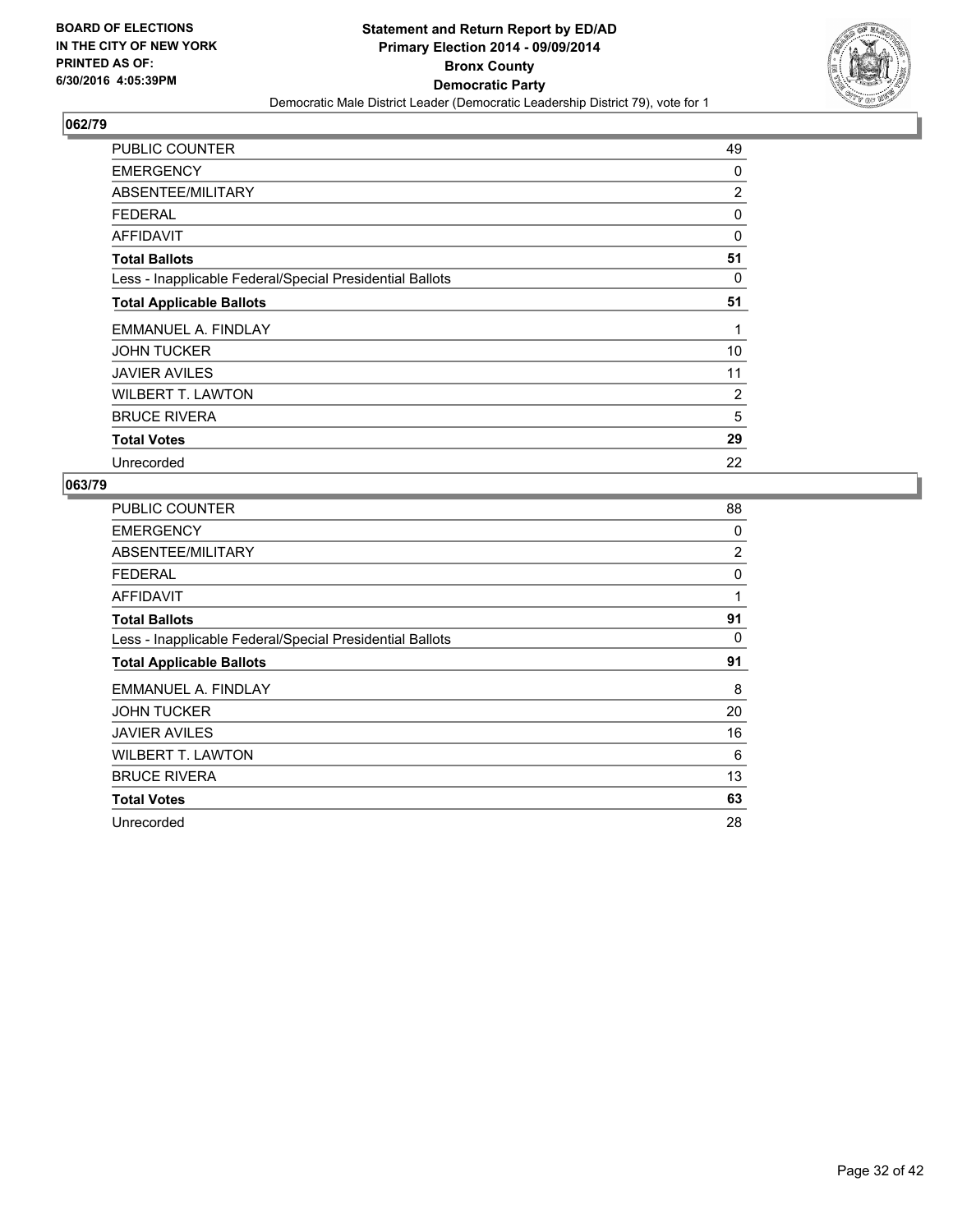BOARD OF ELECTIONS
IN THE CITY OF NEW YORK
PRINTED AS OF:
6/30/2016 4:05:39PM

**Statement and Return Report by ED/AD**
**Primary Election 2014 - 09/09/2014**
**Bronx County**
**Democratic Party**
Democratic Male District Leader (Democratic Leadership District 79), vote for 1

## 062/79

| | |
|---|---|
| PUBLIC COUNTER | 49 |
| EMERGENCY | 0 |
| ABSENTEE/MILITARY | 2 |
| FEDERAL | 0 |
| AFFIDAVIT | 0 |
| **Total Ballots** | **51** |
| Less - Inapplicable Federal/Special Presidential Ballots | 0 |
| **Total Applicable Ballots** | **51** |
| EMMANUEL A. FINDLAY | 1 |
| JOHN TUCKER | 10 |
| JAVIER AVILES | 11 |
| WILBERT T. LAWTON | 2 |
| BRUCE RIVERA | 5 |
| **Total Votes** | **29** |
| Unrecorded | 22 |

## 063/79

| | |
|---|---|
| PUBLIC COUNTER | 88 |
| EMERGENCY | 0 |
| ABSENTEE/MILITARY | 2 |
| FEDERAL | 0 |
| AFFIDAVIT | 1 |
| **Total Ballots** | **91** |
| Less - Inapplicable Federal/Special Presidential Ballots | 0 |
| **Total Applicable Ballots** | **91** |
| EMMANUEL A. FINDLAY | 8 |
| JOHN TUCKER | 20 |
| JAVIER AVILES | 16 |
| WILBERT T. LAWTON | 6 |
| BRUCE RIVERA | 13 |
| **Total Votes** | **63** |
| Unrecorded | 28 |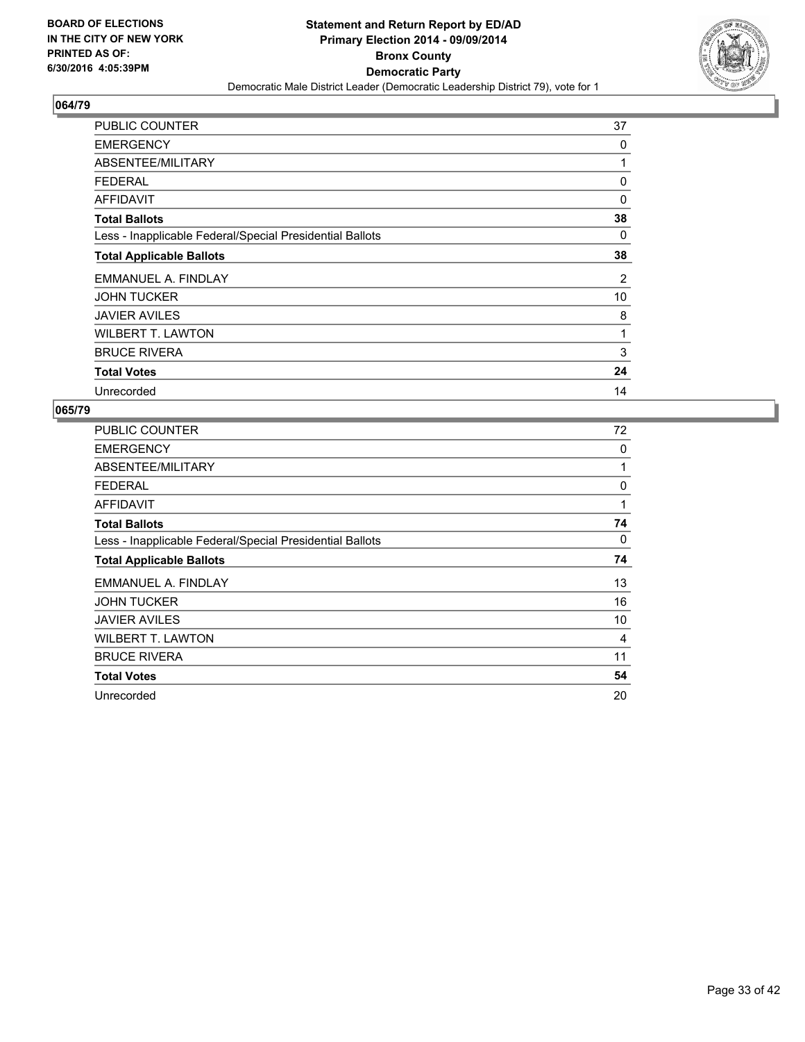BOARD OF ELECTIONS
IN THE CITY OF NEW YORK
PRINTED AS OF:
6/30/2016 4:05:39PM

**Statement and Return Report by ED/AD**
**Primary Election 2014 - 09/09/2014**
**Bronx County**
**Democratic Party**
Democratic Male District Leader (Democratic Leadership District 79), vote for 1

## 064/79

| | |
|---|---|
| PUBLIC COUNTER | 37 |
| EMERGENCY | 0 |
| ABSENTEE/MILITARY | 1 |
| FEDERAL | 0 |
| AFFIDAVIT | 0 |
| **Total Ballots** | **38** |
| Less - Inapplicable Federal/Special Presidential Ballots | 0 |
| **Total Applicable Ballots** | **38** |
| EMMANUEL A. FINDLAY | 2 |
| JOHN TUCKER | 10 |
| JAVIER AVILES | 8 |
| WILBERT T. LAWTON | 1 |
| BRUCE RIVERA | 3 |
| **Total Votes** | **24** |
| Unrecorded | 14 |

## 065/79

| | |
|---|---|
| PUBLIC COUNTER | 72 |
| EMERGENCY | 0 |
| ABSENTEE/MILITARY | 1 |
| FEDERAL | 0 |
| AFFIDAVIT | 1 |
| **Total Ballots** | **74** |
| Less - Inapplicable Federal/Special Presidential Ballots | 0 |
| **Total Applicable Ballots** | **74** |
| EMMANUEL A. FINDLAY | 13 |
| JOHN TUCKER | 16 |
| JAVIER AVILES | 10 |
| WILBERT T. LAWTON | 4 |
| BRUCE RIVERA | 11 |
| **Total Votes** | **54** |
| Unrecorded | 20 |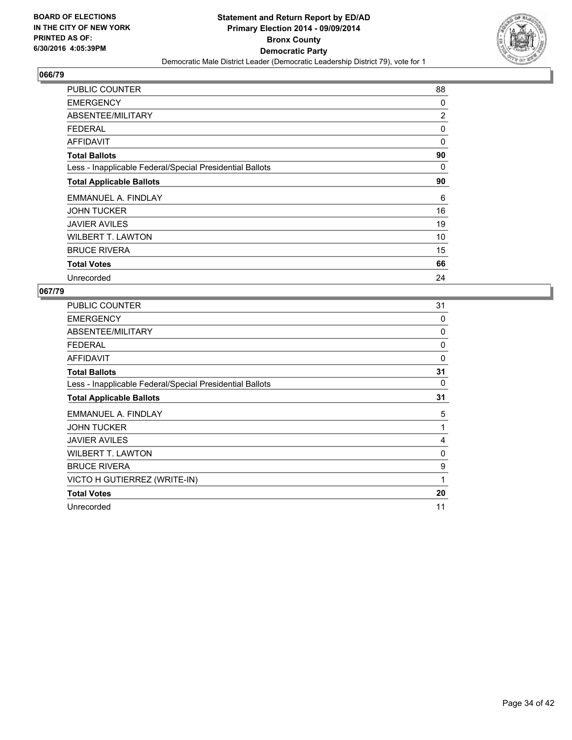**BOARD OF ELECTIONS IN THE CITY OF NEW YORK PRINTED AS OF: 6/30/2016 4:05:39PM**

**Statement and Return Report by ED/AD**
**Primary Election 2014 - 09/09/2014**
**Bronx County**
**Democratic Party**
Democratic Male District Leader (Democratic Leadership District 79), vote for 1

## 066/79

| | |
|---|---|
| PUBLIC COUNTER | 88 |
| EMERGENCY | 0 |
| ABSENTEE/MILITARY | 2 |
| FEDERAL | 0 |
| AFFIDAVIT | 0 |
| **Total Ballots** | **90** |
| Less - Inapplicable Federal/Special Presidential Ballots | 0 |
| **Total Applicable Ballots** | **90** |
| EMMANUEL A. FINDLAY | 6 |
| JOHN TUCKER | 16 |
| JAVIER AVILES | 19 |
| WILBERT T. LAWTON | 10 |
| BRUCE RIVERA | 15 |
| **Total Votes** | **66** |
| Unrecorded | 24 |

## 067/79

| | |
|---|---|
| PUBLIC COUNTER | 31 |
| EMERGENCY | 0 |
| ABSENTEE/MILITARY | 0 |
| FEDERAL | 0 |
| AFFIDAVIT | 0 |
| **Total Ballots** | **31** |
| Less - Inapplicable Federal/Special Presidential Ballots | 0 |
| **Total Applicable Ballots** | **31** |
| EMMANUEL A. FINDLAY | 5 |
| JOHN TUCKER | 1 |
| JAVIER AVILES | 4 |
| WILBERT T. LAWTON | 0 |
| BRUCE RIVERA | 9 |
| VICTO H GUTIERREZ (WRITE-IN) | 1 |
| **Total Votes** | **20** |
| Unrecorded | 11 |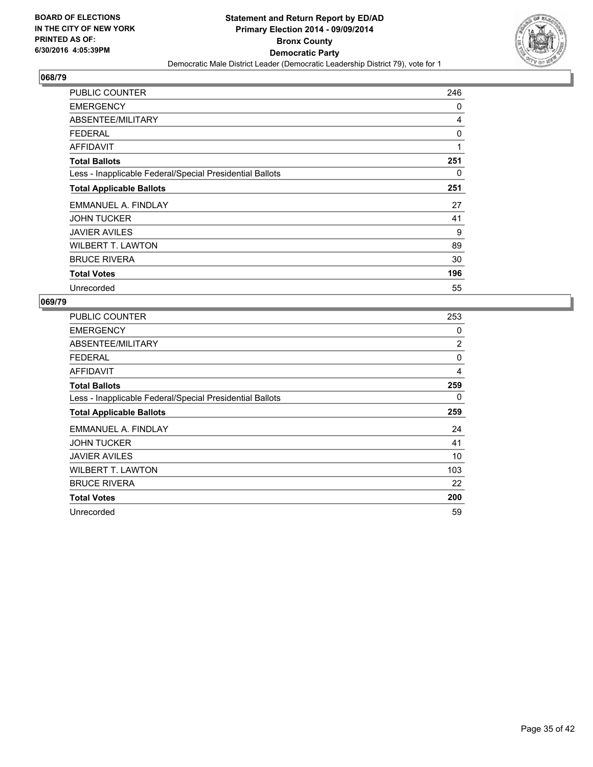**BOARD OF ELECTIONS IN THE CITY OF NEW YORK PRINTED AS OF: 6/30/2016 4:05:39PM**

# Statement and Return Report by ED/AD
## Primary Election 2014 - 09/09/2014
## Bronx County
## Democratic Party

Democratic Male District Leader (Democratic Leadership District 79), vote for 1

### 068/79

| | |
|---|---|
| PUBLIC COUNTER | 246 |
| EMERGENCY | 0 |
| ABSENTEE/MILITARY | 4 |
| FEDERAL | 0 |
| AFFIDAVIT | 1 |
| **Total Ballots** | **251** |
| Less - Inapplicable Federal/Special Presidential Ballots | 0 |
| **Total Applicable Ballots** | **251** |
| EMMANUEL A. FINDLAY | 27 |
| JOHN TUCKER | 41 |
| JAVIER AVILES | 9 |
| WILBERT T. LAWTON | 89 |
| BRUCE RIVERA | 30 |
| **Total Votes** | **196** |
| Unrecorded | 55 |

### 069/79

| | |
|---|---|
| PUBLIC COUNTER | 253 |
| EMERGENCY | 0 |
| ABSENTEE/MILITARY | 2 |
| FEDERAL | 0 |
| AFFIDAVIT | 4 |
| **Total Ballots** | **259** |
| Less - Inapplicable Federal/Special Presidential Ballots | 0 |
| **Total Applicable Ballots** | **259** |
| EMMANUEL A. FINDLAY | 24 |
| JOHN TUCKER | 41 |
| JAVIER AVILES | 10 |
| WILBERT T. LAWTON | 103 |
| BRUCE RIVERA | 22 |
| **Total Votes** | **200** |
| Unrecorded | 59 |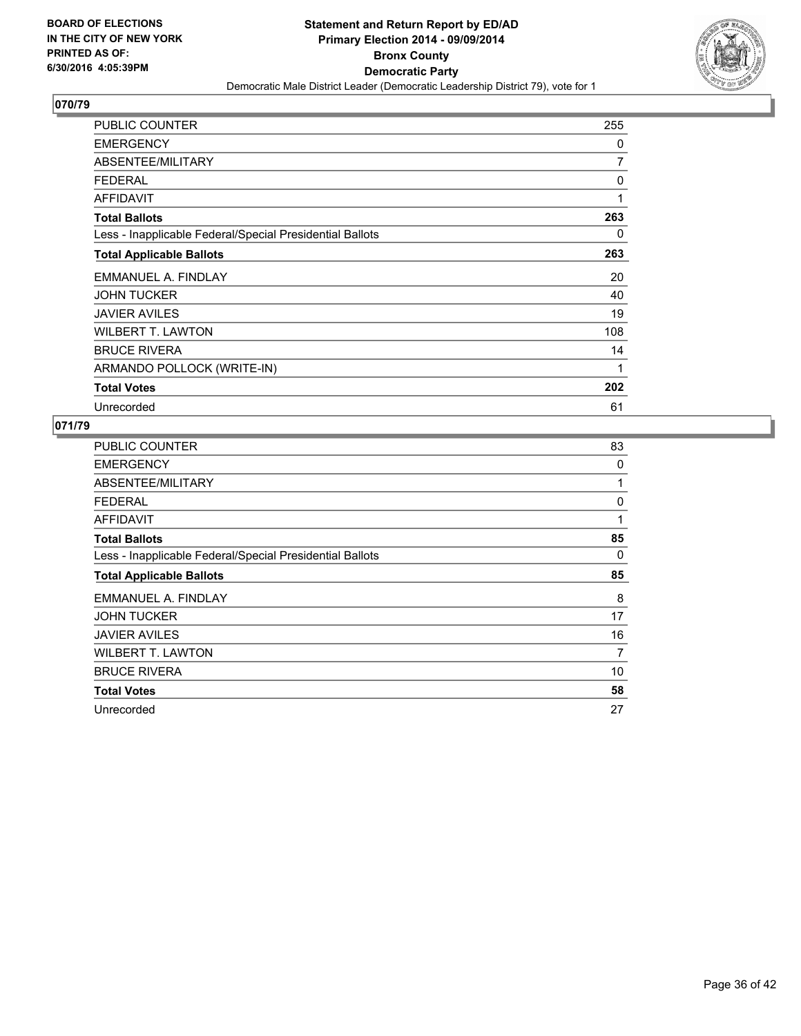BOARD OF ELECTIONS
IN THE CITY OF NEW YORK
PRINTED AS OF:
6/30/2016 4:05:39PM

# Statement and Return Report by ED/AD
## Primary Election 2014 - 09/09/2014
## Bronx County
## Democratic Party
Democratic Male District Leader (Democratic Leadership District 79), vote for 1

### 070/79

| | |
|---|---|
| PUBLIC COUNTER | 255 |
| EMERGENCY | 0 |
| ABSENTEE/MILITARY | 7 |
| FEDERAL | 0 |
| AFFIDAVIT | 1 |
| **Total Ballots** | **263** |
| Less - Inapplicable Federal/Special Presidential Ballots | 0 |
| **Total Applicable Ballots** | **263** |
| EMMANUEL A. FINDLAY | 20 |
| JOHN TUCKER | 40 |
| JAVIER AVILES | 19 |
| WILBERT T. LAWTON | 108 |
| BRUCE RIVERA | 14 |
| ARMANDO POLLOCK (WRITE-IN) | 1 |
| **Total Votes** | **202** |
| Unrecorded | 61 |

### 071/79

| | |
|---|---|
| PUBLIC COUNTER | 83 |
| EMERGENCY | 0 |
| ABSENTEE/MILITARY | 1 |
| FEDERAL | 0 |
| AFFIDAVIT | 1 |
| **Total Ballots** | **85** |
| Less - Inapplicable Federal/Special Presidential Ballots | 0 |
| **Total Applicable Ballots** | **85** |
| EMMANUEL A. FINDLAY | 8 |
| JOHN TUCKER | 17 |
| JAVIER AVILES | 16 |
| WILBERT T. LAWTON | 7 |
| BRUCE RIVERA | 10 |
| **Total Votes** | **58** |
| Unrecorded | 27 |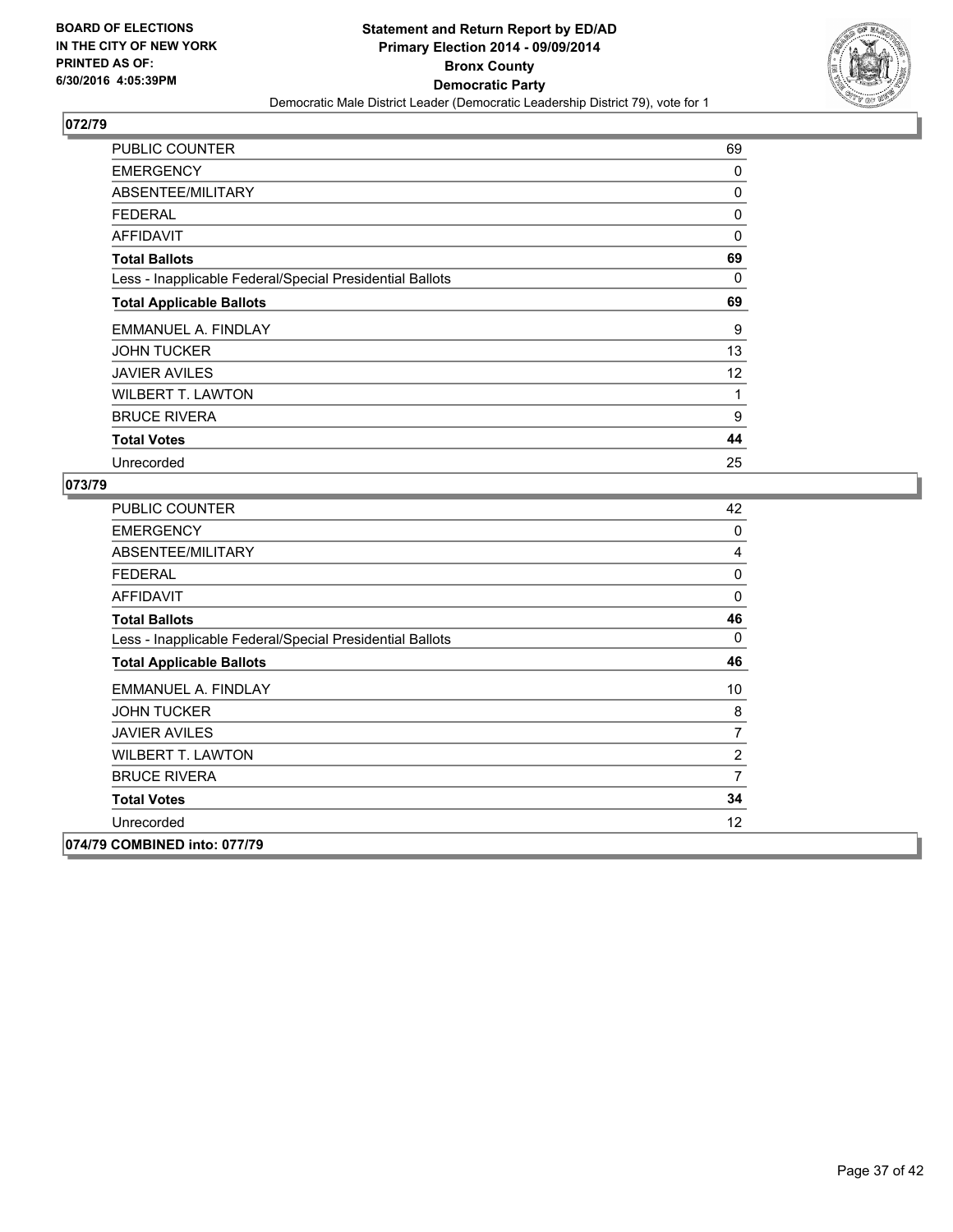BOARD OF ELECTIONS
IN THE CITY OF NEW YORK
PRINTED AS OF:
6/30/2016 4:05:39PM

**Statement and Return Report by ED/AD**
**Primary Election 2014 - 09/09/2014**
**Bronx County**
**Democratic Party**
Democratic Male District Leader (Democratic Leadership District 79), vote for 1

## 072/79

| | |
|---|---|
| PUBLIC COUNTER | 69 |
| EMERGENCY | 0 |
| ABSENTEE/MILITARY | 0 |
| FEDERAL | 0 |
| AFFIDAVIT | 0 |
| **Total Ballots** | **69** |
| Less - Inapplicable Federal/Special Presidential Ballots | 0 |
| **Total Applicable Ballots** | **69** |
| EMMANUEL A. FINDLAY | 9 |
| JOHN TUCKER | 13 |
| JAVIER AVILES | 12 |
| WILBERT T. LAWTON | 1 |
| BRUCE RIVERA | 9 |
| **Total Votes** | **44** |
| Unrecorded | 25 |

## 073/79

| | |
|---|---|
| PUBLIC COUNTER | 42 |
| EMERGENCY | 0 |
| ABSENTEE/MILITARY | 4 |
| FEDERAL | 0 |
| AFFIDAVIT | 0 |
| **Total Ballots** | **46** |
| Less - Inapplicable Federal/Special Presidential Ballots | 0 |
| **Total Applicable Ballots** | **46** |
| EMMANUEL A. FINDLAY | 10 |
| JOHN TUCKER | 8 |
| JAVIER AVILES | 7 |
| WILBERT T. LAWTON | 2 |
| BRUCE RIVERA | 7 |
| **Total Votes** | **34** |
| Unrecorded | 12 |

**074/79 COMBINED into: 077/79**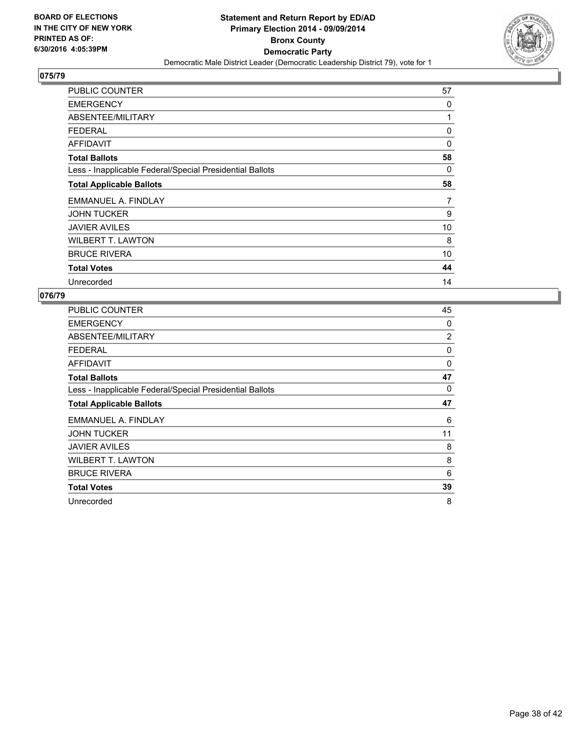BOARD OF ELECTIONS
IN THE CITY OF NEW YORK
PRINTED AS OF:
6/30/2016 4:05:39PM

**Statement and Return Report by ED/AD**
**Primary Election 2014 - 09/09/2014**
**Bronx County**
**Democratic Party**
Democratic Male District Leader (Democratic Leadership District 79), vote for 1

## 075/79

| | |
|---|---|
| PUBLIC COUNTER | 57 |
| EMERGENCY | 0 |
| ABSENTEE/MILITARY | 1 |
| FEDERAL | 0 |
| AFFIDAVIT | 0 |
| **Total Ballots** | **58** |
| Less - Inapplicable Federal/Special Presidential Ballots | 0 |
| **Total Applicable Ballots** | **58** |
| EMMANUEL A. FINDLAY | 7 |
| JOHN TUCKER | 9 |
| JAVIER AVILES | 10 |
| WILBERT T. LAWTON | 8 |
| BRUCE RIVERA | 10 |
| **Total Votes** | **44** |
| Unrecorded | 14 |

## 076/79

| | |
|---|---|
| PUBLIC COUNTER | 45 |
| EMERGENCY | 0 |
| ABSENTEE/MILITARY | 2 |
| FEDERAL | 0 |
| AFFIDAVIT | 0 |
| **Total Ballots** | **47** |
| Less - Inapplicable Federal/Special Presidential Ballots | 0 |
| **Total Applicable Ballots** | **47** |
| EMMANUEL A. FINDLAY | 6 |
| JOHN TUCKER | 11 |
| JAVIER AVILES | 8 |
| WILBERT T. LAWTON | 8 |
| BRUCE RIVERA | 6 |
| **Total Votes** | **39** |
| Unrecorded | 8 |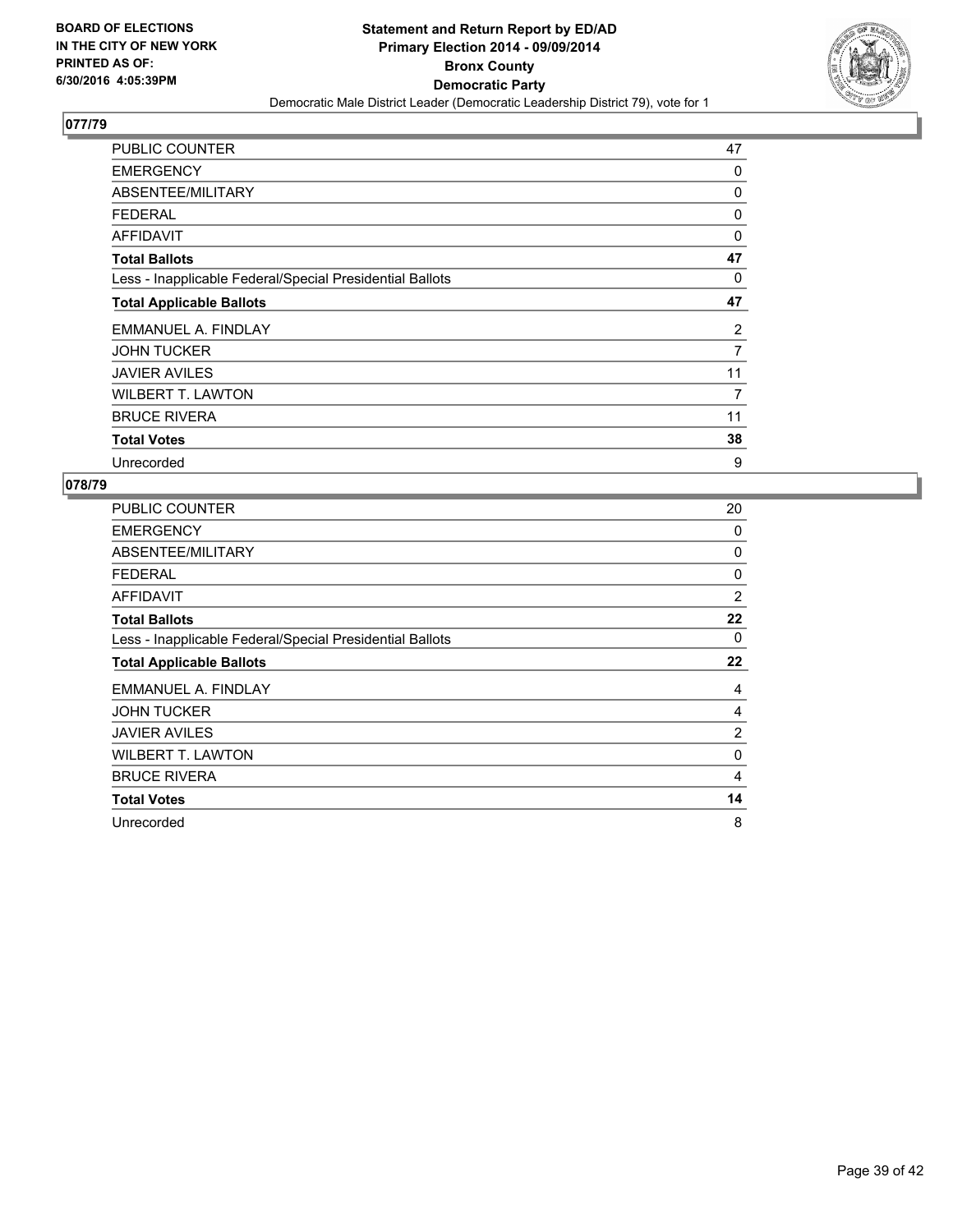BOARD OF ELECTIONS
IN THE CITY OF NEW YORK
PRINTED AS OF:
6/30/2016 4:05:39PM

**Statement and Return Report by ED/AD**
**Primary Election 2014 - 09/09/2014**
**Bronx County**
**Democratic Party**
Democratic Male District Leader (Democratic Leadership District 79), vote for 1

## 077/79

| | |
|---|---|
| PUBLIC COUNTER | 47 |
| EMERGENCY | 0 |
| ABSENTEE/MILITARY | 0 |
| FEDERAL | 0 |
| AFFIDAVIT | 0 |
| **Total Ballots** | **47** |
| Less - Inapplicable Federal/Special Presidential Ballots | 0 |
| **Total Applicable Ballots** | **47** |
| EMMANUEL A. FINDLAY | 2 |
| JOHN TUCKER | 7 |
| JAVIER AVILES | 11 |
| WILBERT T. LAWTON | 7 |
| BRUCE RIVERA | 11 |
| **Total Votes** | **38** |
| Unrecorded | 9 |

## 078/79

| | |
|---|---|
| PUBLIC COUNTER | 20 |
| EMERGENCY | 0 |
| ABSENTEE/MILITARY | 0 |
| FEDERAL | 0 |
| AFFIDAVIT | 2 |
| **Total Ballots** | **22** |
| Less - Inapplicable Federal/Special Presidential Ballots | 0 |
| **Total Applicable Ballots** | **22** |
| EMMANUEL A. FINDLAY | 4 |
| JOHN TUCKER | 4 |
| JAVIER AVILES | 2 |
| WILBERT T. LAWTON | 0 |
| BRUCE RIVERA | 4 |
| **Total Votes** | **14** |
| Unrecorded | 8 |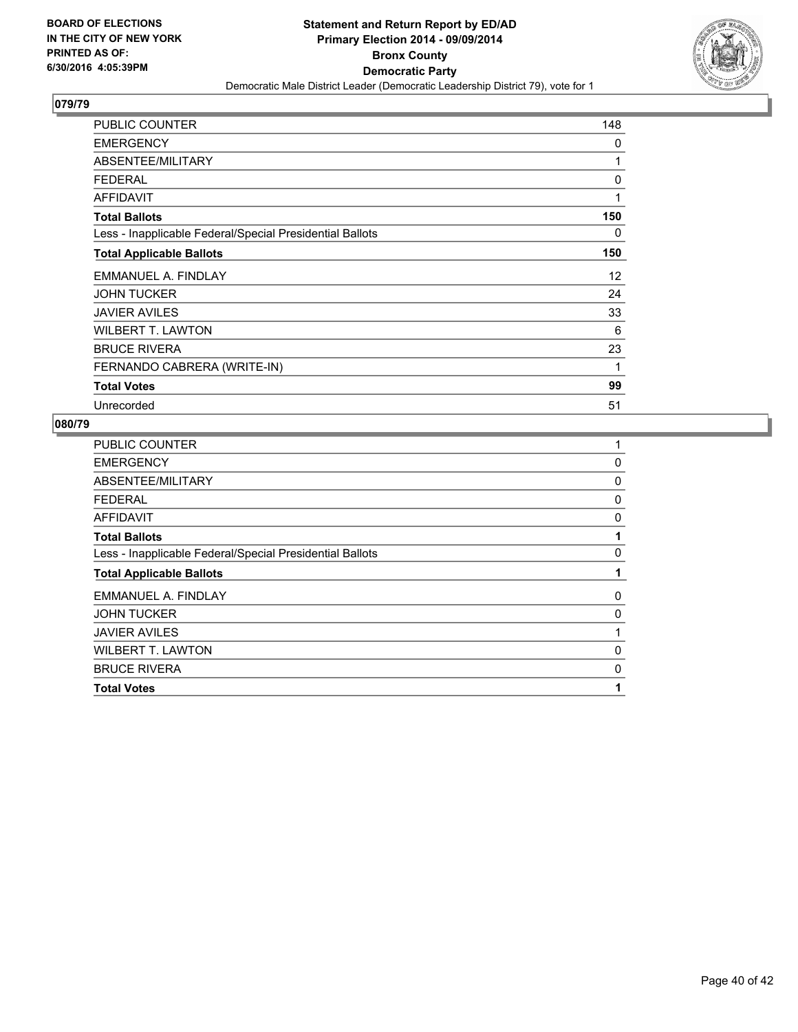**BOARD OF ELECTIONS IN THE CITY OF NEW YORK PRINTED AS OF: 6/30/2016 4:05:39PM**

**Statement and Return Report by ED/AD**
**Primary Election 2014 - 09/09/2014**
**Bronx County**
**Democratic Party**
Democratic Male District Leader (Democratic Leadership District 79), vote for 1

## 079/79

| | |
|---|---|
| PUBLIC COUNTER | 148 |
| EMERGENCY | 0 |
| ABSENTEE/MILITARY | 1 |
| FEDERAL | 0 |
| AFFIDAVIT | 1 |
| **Total Ballots** | **150** |
| Less - Inapplicable Federal/Special Presidential Ballots | 0 |
| **Total Applicable Ballots** | **150** |
| EMMANUEL A. FINDLAY | 12 |
| JOHN TUCKER | 24 |
| JAVIER AVILES | 33 |
| WILBERT T. LAWTON | 6 |
| BRUCE RIVERA | 23 |
| FERNANDO CABRERA (WRITE-IN) | 1 |
| **Total Votes** | **99** |
| Unrecorded | 51 |

## 080/79

| | |
|---|---|
| PUBLIC COUNTER | 1 |
| EMERGENCY | 0 |
| ABSENTEE/MILITARY | 0 |
| FEDERAL | 0 |
| AFFIDAVIT | 0 |
| **Total Ballots** | **1** |
| Less - Inapplicable Federal/Special Presidential Ballots | 0 |
| **Total Applicable Ballots** | **1** |
| EMMANUEL A. FINDLAY | 0 |
| JOHN TUCKER | 0 |
| JAVIER AVILES | 1 |
| WILBERT T. LAWTON | 0 |
| BRUCE RIVERA | 0 |
| **Total Votes** | **1** |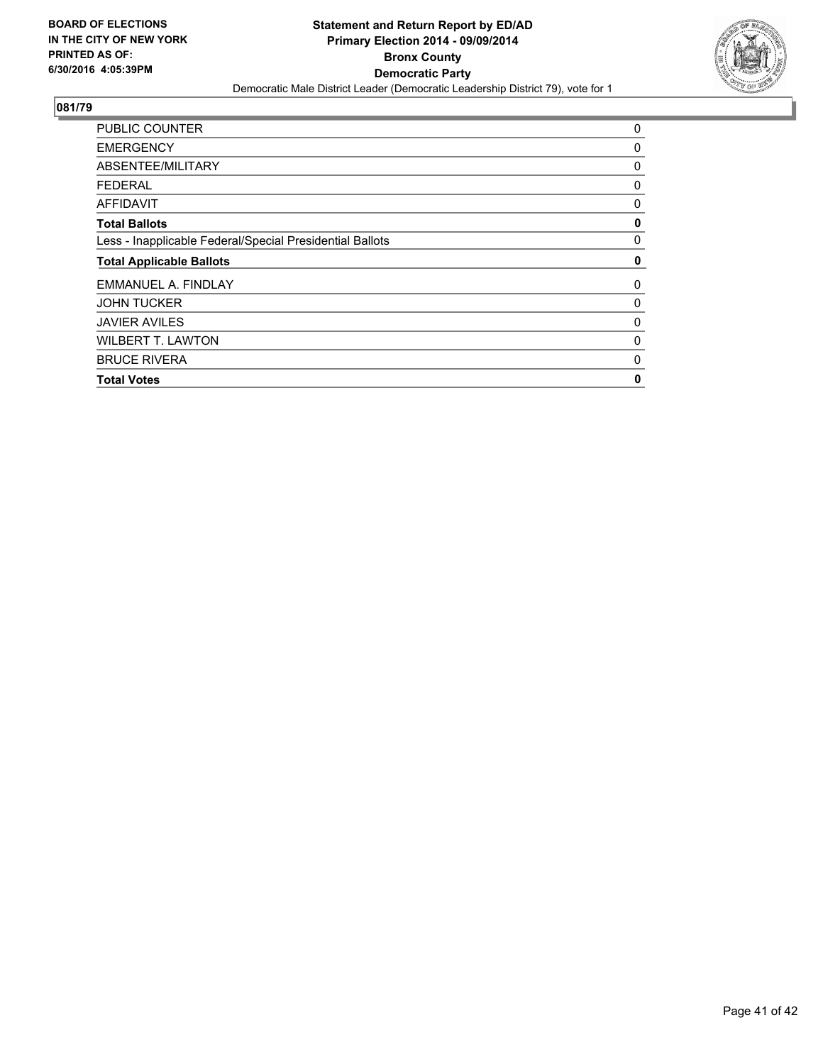## 081/79

| | |
|---|---|
| PUBLIC COUNTER | 0 |
| EMERGENCY | 0 |
| ABSENTEE/MILITARY | 0 |
| FEDERAL | 0 |
| AFFIDAVIT | 0 |
| **Total Ballots** | **0** |
| Less - Inapplicable Federal/Special Presidential Ballots | 0 |
| **Total Applicable Ballots** | **0** |
| EMMANUEL A. FINDLAY | 0 |
| JOHN TUCKER | 0 |
| JAVIER AVILES | 0 |
| WILBERT T. LAWTON | 0 |
| BRUCE RIVERA | 0 |
| **Total Votes** | **0** |